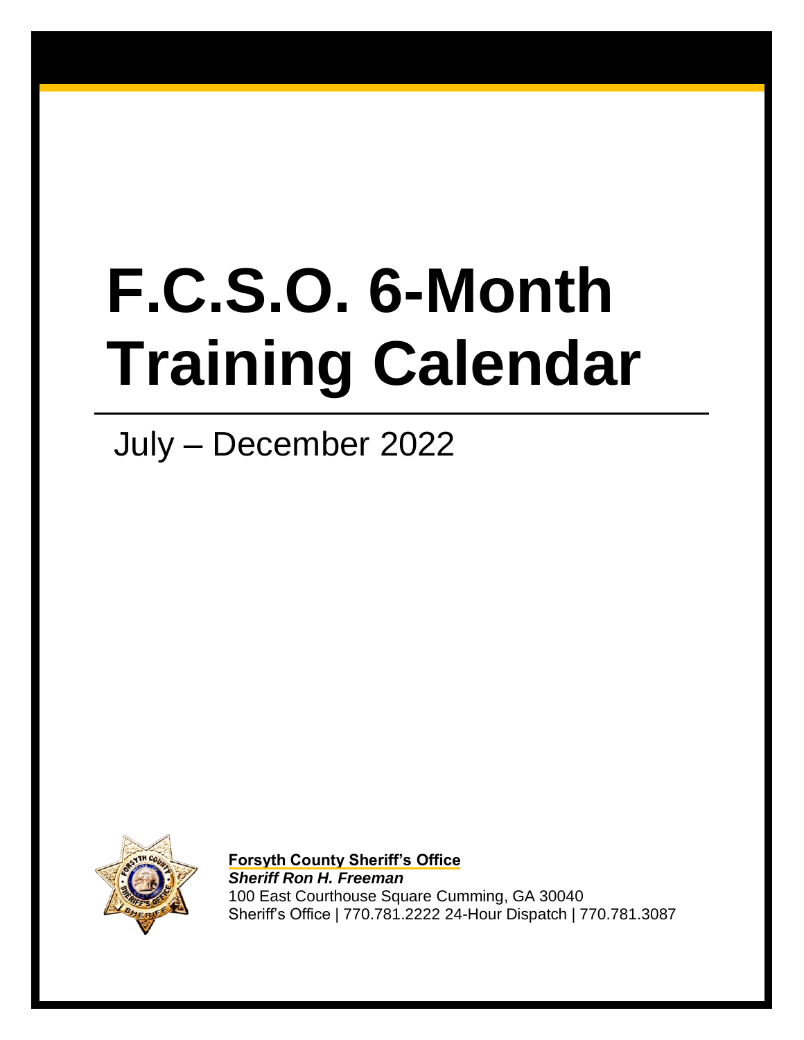# F.C.S.O. 6-Month Training Calendar

July – December 2022

**Forsyth County Sheriff's Office**
***Sheriff Ron H. Freeman***
100 East Courthouse Square Cumming, GA 30040
Sheriff's Office | 770.781.2222 24-Hour Dispatch | 770.781.3087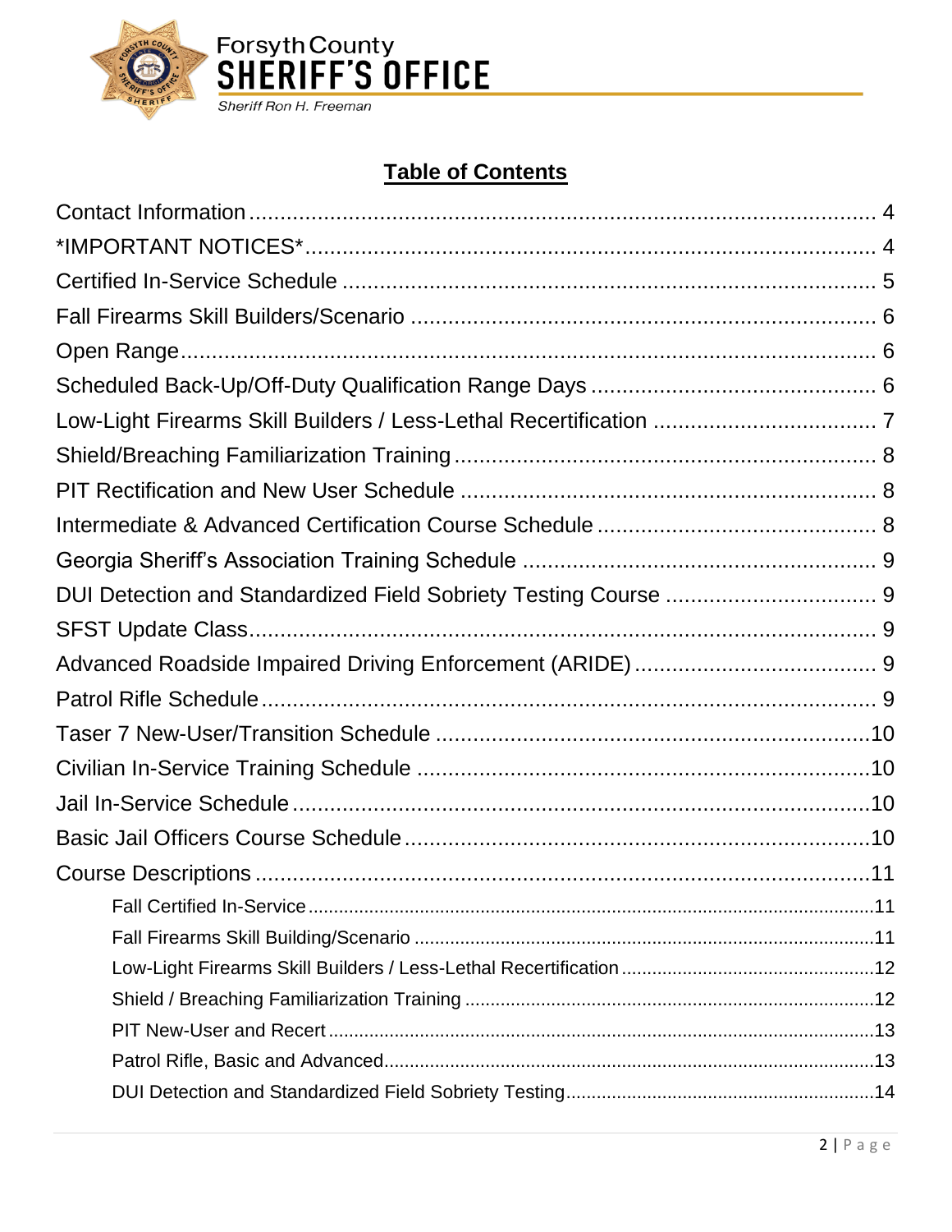## Table of Contents

- Contact Information .......... 4
- *IMPORTANT NOTICES* .......... 4
- Certified In-Service Schedule .......... 5
- Fall Firearms Skill Builders/Scenario .......... 6
- Open Range .......... 6
- Scheduled Back-Up/Off-Duty Qualification Range Days .......... 6
- Low-Light Firearms Skill Builders / Less-Lethal Recertification .......... 7
- Shield/Breaching Familiarization Training .......... 8
- PIT Rectification and New User Schedule .......... 8
- Intermediate & Advanced Certification Course Schedule .......... 8
- Georgia Sheriff's Association Training Schedule .......... 9
- DUI Detection and Standardized Field Sobriety Testing Course .......... 9
- SFST Update Class .......... 9
- Advanced Roadside Impaired Driving Enforcement (ARIDE) .......... 9
- Patrol Rifle Schedule .......... 9
- Taser 7 New-User/Transition Schedule .......... 10
- Civilian In-Service Training Schedule .......... 10
- Jail In-Service Schedule .......... 10
- Basic Jail Officers Course Schedule .......... 10
- Course Descriptions .......... 11
  - Fall Certified In-Service .......... 11
  - Fall Firearms Skill Building/Scenario .......... 11
  - Low-Light Firearms Skill Builders / Less-Lethal Recertification .......... 12
  - Shield / Breaching Familiarization Training .......... 12
  - PIT New-User and Recert .......... 13
  - Patrol Rifle, Basic and Advanced .......... 13
  - DUI Detection and Standardized Field Sobriety Testing .......... 14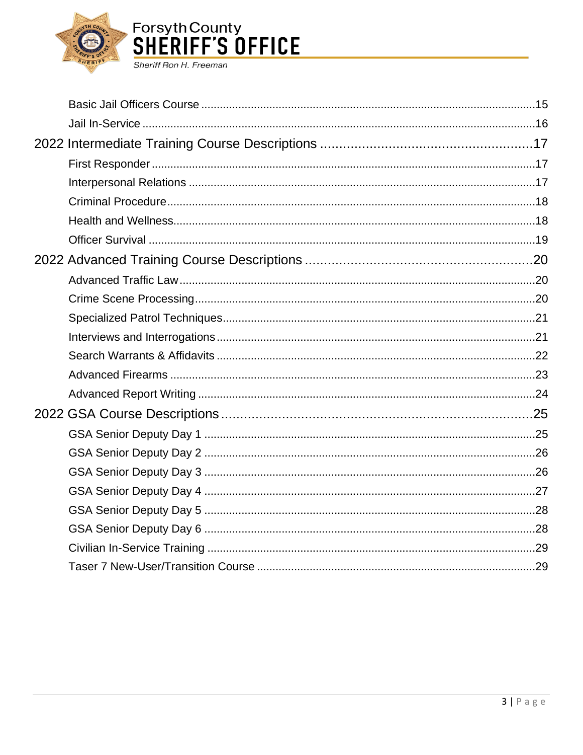Basic Jail Officers Course ....................................................................................................15
Jail In-Service ....................................................................................................................16

2022 Intermediate Training Course Descriptions ....................................................17

First Responder ..................................................................................................................17
Interpersonal Relations ......................................................................................................17
Criminal Procedure .............................................................................................................18
Health and Wellness ...........................................................................................................18
Officer Survival ...................................................................................................................19

2022 Advanced Training Course Descriptions .........................................................20

Advanced Traffic Law .........................................................................................................20
Crime Scene Processing ....................................................................................................20
Specialized Patrol Techniques ...........................................................................................21
Interviews and Interrogations .............................................................................................21
Search Warrants & Affidavits .............................................................................................22
Advanced Firearms ............................................................................................................23
Advanced Report Writing ...................................................................................................24

2022 GSA Course Descriptions ....................................................................................25

GSA Senior Deputy Day 1 ..................................................................................................25
GSA Senior Deputy Day 2 ..................................................................................................26
GSA Senior Deputy Day 3 ..................................................................................................26
GSA Senior Deputy Day 4 ..................................................................................................27
GSA Senior Deputy Day 5 ..................................................................................................28
GSA Senior Deputy Day 6 ..................................................................................................28
Civilian In-Service Training .................................................................................................29
Taser 7 New-User/Transition Course .................................................................................29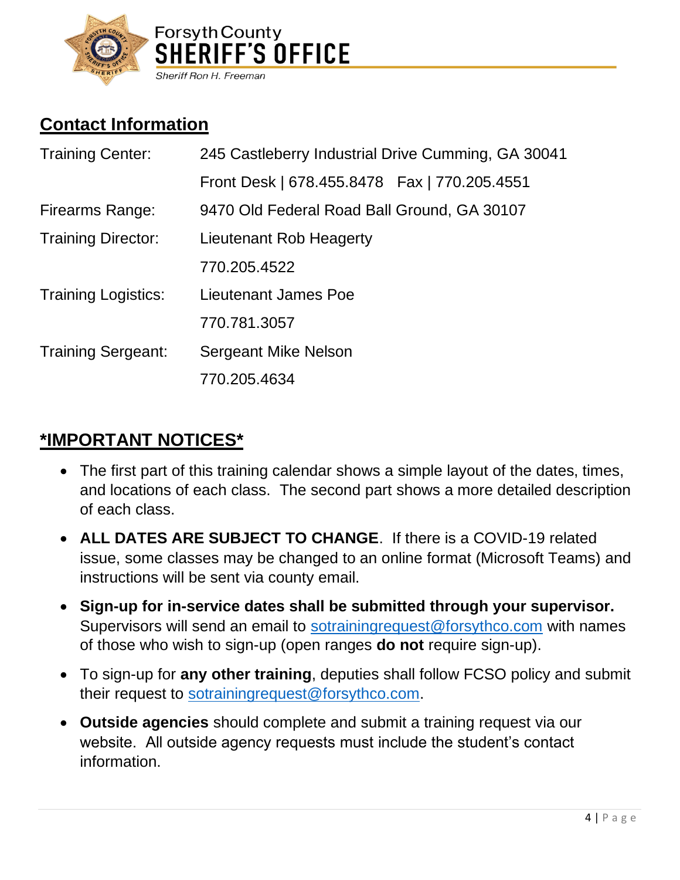Forsyth County
**SHERIFF'S OFFICE**
*Sheriff Ron H. Freeman*

## Contact Information

| | |
|---|---|
| Training Center: | 245 Castleberry Industrial Drive Cumming, GA 30041 |
| | Front Desk \| 678.455.8478 Fax \| 770.205.4551 |
| Firearms Range: | 9470 Old Federal Road Ball Ground, GA 30107 |
| Training Director: | Lieutenant Rob Heagerty |
| | 770.205.4522 |
| Training Logistics: | Lieutenant James Poe |
| | 770.781.3057 |
| Training Sergeant: | Sergeant Mike Nelson |
| | 770.205.4634 |

## *IMPORTANT NOTICES*

- The first part of this training calendar shows a simple layout of the dates, times, and locations of each class. The second part shows a more detailed description of each class.
- **ALL DATES ARE SUBJECT TO CHANGE**. If there is a COVID-19 related issue, some classes may be changed to an online format (Microsoft Teams) and instructions will be sent via county email.
- **Sign-up for in-service dates shall be submitted through your supervisor.** Supervisors will send an email to sotrainingrequest@forsythco.com with names of those who wish to sign-up (open ranges **do not** require sign-up).
- To sign-up for **any other training**, deputies shall follow FCSO policy and submit their request to sotrainingrequest@forsythco.com.
- **Outside agencies** should complete and submit a training request via our website. All outside agency requests must include the student's contact information.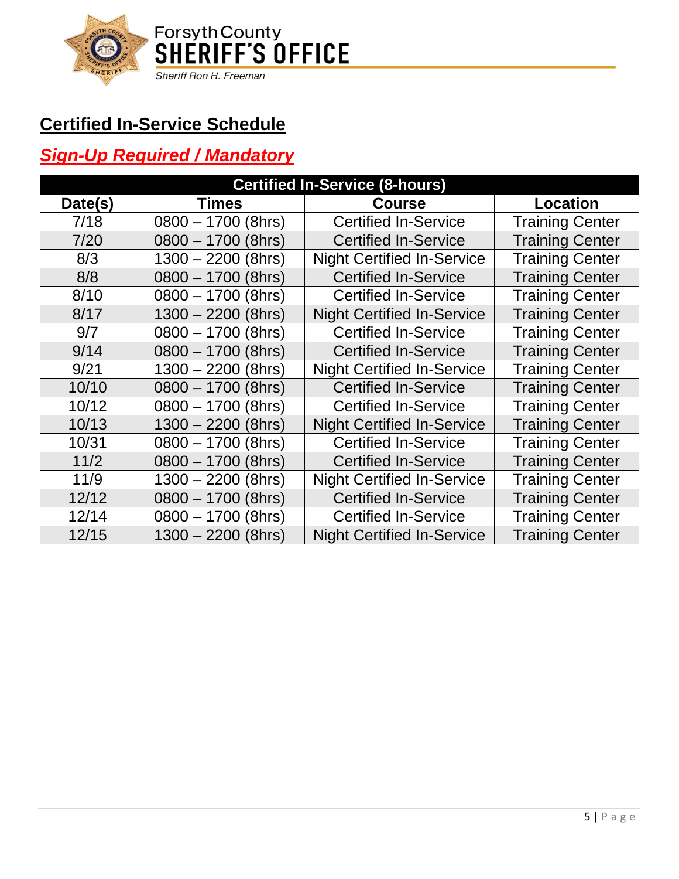Forsyth County
**SHERIFF'S OFFICE**
*Sheriff Ron H. Freeman*

## Certified In-Service Schedule

### *Sign-Up Required / Mandatory*

| Certified In-Service (8-hours) | | | |
|---|---|---|---|
| **Date(s)** | **Times** | **Course** | **Location** |
| 7/18 | 0800 – 1700 (8hrs) | Certified In-Service | Training Center |
| 7/20 | 0800 – 1700 (8hrs) | Certified In-Service | Training Center |
| 8/3 | 1300 – 2200 (8hrs) | Night Certified In-Service | Training Center |
| 8/8 | 0800 – 1700 (8hrs) | Certified In-Service | Training Center |
| 8/10 | 0800 – 1700 (8hrs) | Certified In-Service | Training Center |
| 8/17 | 1300 – 2200 (8hrs) | Night Certified In-Service | Training Center |
| 9/7 | 0800 – 1700 (8hrs) | Certified In-Service | Training Center |
| 9/14 | 0800 – 1700 (8hrs) | Certified In-Service | Training Center |
| 9/21 | 1300 – 2200 (8hrs) | Night Certified In-Service | Training Center |
| 10/10 | 0800 – 1700 (8hrs) | Certified In-Service | Training Center |
| 10/12 | 0800 – 1700 (8hrs) | Certified In-Service | Training Center |
| 10/13 | 1300 – 2200 (8hrs) | Night Certified In-Service | Training Center |
| 10/31 | 0800 – 1700 (8hrs) | Certified In-Service | Training Center |
| 11/2 | 0800 – 1700 (8hrs) | Certified In-Service | Training Center |
| 11/9 | 1300 – 2200 (8hrs) | Night Certified In-Service | Training Center |
| 12/12 | 0800 – 1700 (8hrs) | Certified In-Service | Training Center |
| 12/14 | 0800 – 1700 (8hrs) | Certified In-Service | Training Center |
| 12/15 | 1300 – 2200 (8hrs) | Night Certified In-Service | Training Center |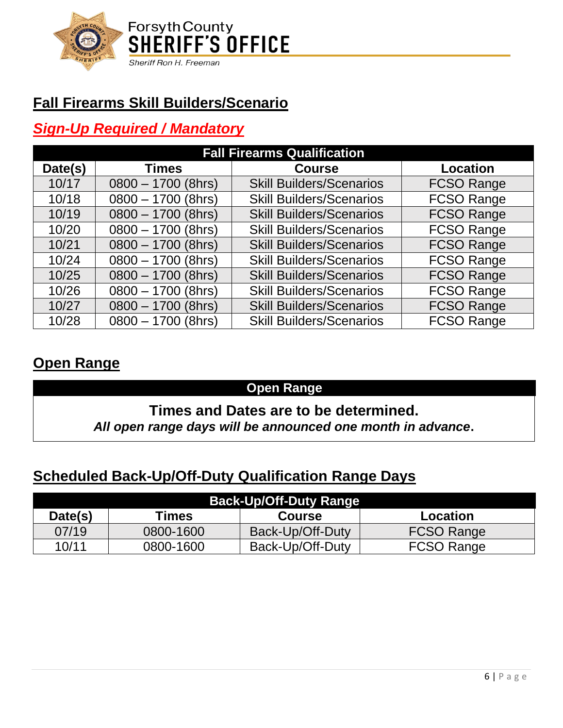## Fall Firearms Skill Builders/Scenario

### *Sign-Up Required / Mandatory*

| Fall Firearms Qualification | | | |
|---|---|---|---|
| **Date(s)** | **Times** | **Course** | **Location** |
| 10/17 | 0800 – 1700 (8hrs) | Skill Builders/Scenarios | FCSO Range |
| 10/18 | 0800 – 1700 (8hrs) | Skill Builders/Scenarios | FCSO Range |
| 10/19 | 0800 – 1700 (8hrs) | Skill Builders/Scenarios | FCSO Range |
| 10/20 | 0800 – 1700 (8hrs) | Skill Builders/Scenarios | FCSO Range |
| 10/21 | 0800 – 1700 (8hrs) | Skill Builders/Scenarios | FCSO Range |
| 10/24 | 0800 – 1700 (8hrs) | Skill Builders/Scenarios | FCSO Range |
| 10/25 | 0800 – 1700 (8hrs) | Skill Builders/Scenarios | FCSO Range |
| 10/26 | 0800 – 1700 (8hrs) | Skill Builders/Scenarios | FCSO Range |
| 10/27 | 0800 – 1700 (8hrs) | Skill Builders/Scenarios | FCSO Range |
| 10/28 | 0800 – 1700 (8hrs) | Skill Builders/Scenarios | FCSO Range |

## Open Range

| Open Range |
|---|
| **Times and Dates are to be determined.** *All open range days will be announced one month in advance*. |

## Scheduled Back-Up/Off-Duty Qualification Range Days

| Back-Up/Off-Duty Range | | | |
|---|---|---|---|
| **Date(s)** | **Times** | **Course** | **Location** |
| 07/19 | 0800-1600 | Back-Up/Off-Duty | FCSO Range |
| 10/11 | 0800-1600 | Back-Up/Off-Duty | FCSO Range |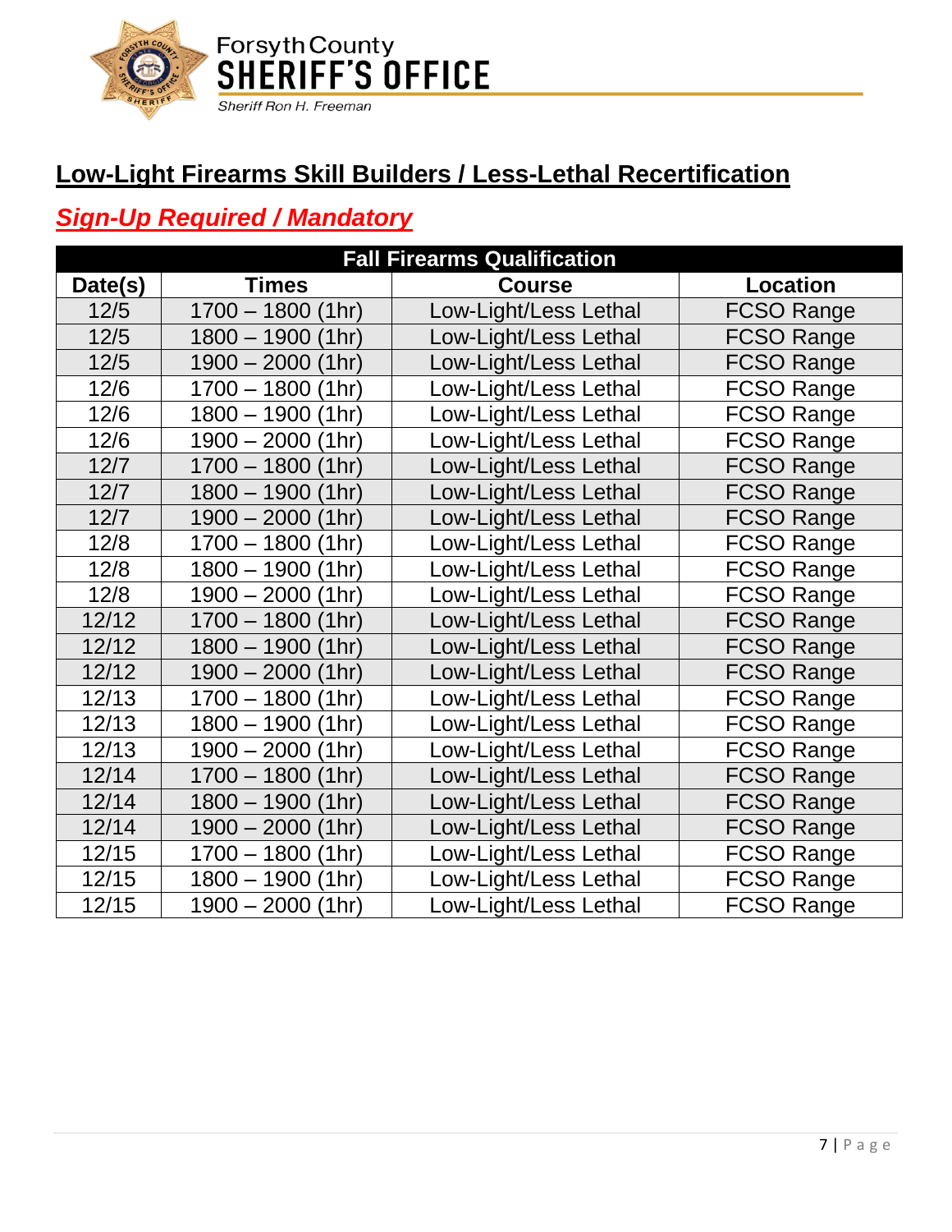## Low-Light Firearms Skill Builders / Less-Lethal Recertification

## ***Sign-Up Required / Mandatory***

| Fall Firearms Qualification | | | |
|---|---|---|---|
| **Date(s)** | **Times** | **Course** | **Location** |
| 12/5 | 1700 – 1800 (1hr) | Low-Light/Less Lethal | FCSO Range |
| 12/5 | 1800 – 1900 (1hr) | Low-Light/Less Lethal | FCSO Range |
| 12/5 | 1900 – 2000 (1hr) | Low-Light/Less Lethal | FCSO Range |
| 12/6 | 1700 – 1800 (1hr) | Low-Light/Less Lethal | FCSO Range |
| 12/6 | 1800 – 1900 (1hr) | Low-Light/Less Lethal | FCSO Range |
| 12/6 | 1900 – 2000 (1hr) | Low-Light/Less Lethal | FCSO Range |
| 12/7 | 1700 – 1800 (1hr) | Low-Light/Less Lethal | FCSO Range |
| 12/7 | 1800 – 1900 (1hr) | Low-Light/Less Lethal | FCSO Range |
| 12/7 | 1900 – 2000 (1hr) | Low-Light/Less Lethal | FCSO Range |
| 12/8 | 1700 – 1800 (1hr) | Low-Light/Less Lethal | FCSO Range |
| 12/8 | 1800 – 1900 (1hr) | Low-Light/Less Lethal | FCSO Range |
| 12/8 | 1900 – 2000 (1hr) | Low-Light/Less Lethal | FCSO Range |
| 12/12 | 1700 – 1800 (1hr) | Low-Light/Less Lethal | FCSO Range |
| 12/12 | 1800 – 1900 (1hr) | Low-Light/Less Lethal | FCSO Range |
| 12/12 | 1900 – 2000 (1hr) | Low-Light/Less Lethal | FCSO Range |
| 12/13 | 1700 – 1800 (1hr) | Low-Light/Less Lethal | FCSO Range |
| 12/13 | 1800 – 1900 (1hr) | Low-Light/Less Lethal | FCSO Range |
| 12/13 | 1900 – 2000 (1hr) | Low-Light/Less Lethal | FCSO Range |
| 12/14 | 1700 – 1800 (1hr) | Low-Light/Less Lethal | FCSO Range |
| 12/14 | 1800 – 1900 (1hr) | Low-Light/Less Lethal | FCSO Range |
| 12/14 | 1900 – 2000 (1hr) | Low-Light/Less Lethal | FCSO Range |
| 12/15 | 1700 – 1800 (1hr) | Low-Light/Less Lethal | FCSO Range |
| 12/15 | 1800 – 1900 (1hr) | Low-Light/Less Lethal | FCSO Range |
| 12/15 | 1900 – 2000 (1hr) | Low-Light/Less Lethal | FCSO Range |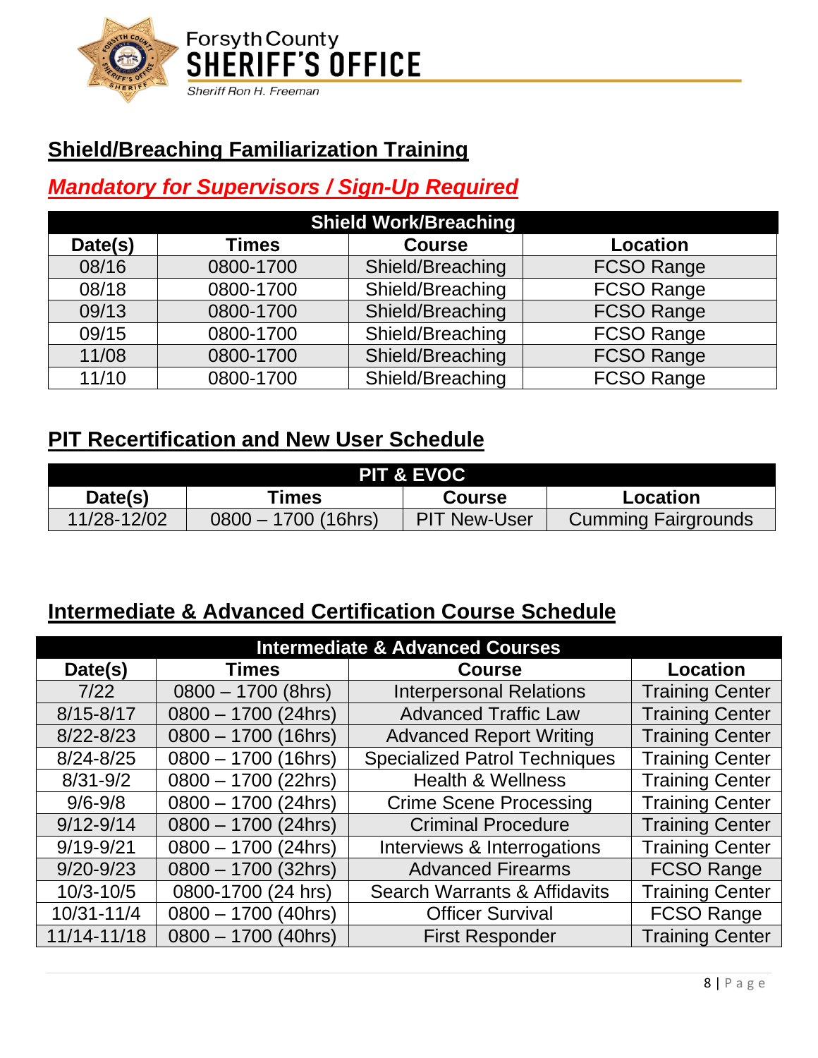## Shield/Breaching Familiarization Training

### *Mandatory for Supervisors / Sign-Up Required*

| Shield Work/Breaching | | | |
|---|---|---|---|
| **Date(s)** | **Times** | **Course** | **Location** |
| 08/16 | 0800-1700 | Shield/Breaching | FCSO Range |
| 08/18 | 0800-1700 | Shield/Breaching | FCSO Range |
| 09/13 | 0800-1700 | Shield/Breaching | FCSO Range |
| 09/15 | 0800-1700 | Shield/Breaching | FCSO Range |
| 11/08 | 0800-1700 | Shield/Breaching | FCSO Range |
| 11/10 | 0800-1700 | Shield/Breaching | FCSO Range |

## PIT Recertification and New User Schedule

| PIT & EVOC | | | |
|---|---|---|---|
| **Date(s)** | **Times** | **Course** | **Location** |
| 11/28-12/02 | 0800 – 1700 (16hrs) | PIT New-User | Cumming Fairgrounds |

## Intermediate & Advanced Certification Course Schedule

| Intermediate & Advanced Courses | | | |
|---|---|---|---|
| **Date(s)** | **Times** | **Course** | **Location** |
| 7/22 | 0800 – 1700 (8hrs) | Interpersonal Relations | Training Center |
| 8/15-8/17 | 0800 – 1700 (24hrs) | Advanced Traffic Law | Training Center |
| 8/22-8/23 | 0800 – 1700 (16hrs) | Advanced Report Writing | Training Center |
| 8/24-8/25 | 0800 – 1700 (16hrs) | Specialized Patrol Techniques | Training Center |
| 8/31-9/2 | 0800 – 1700 (22hrs) | Health & Wellness | Training Center |
| 9/6-9/8 | 0800 – 1700 (24hrs) | Crime Scene Processing | Training Center |
| 9/12-9/14 | 0800 – 1700 (24hrs) | Criminal Procedure | Training Center |
| 9/19-9/21 | 0800 – 1700 (24hrs) | Interviews & Interrogations | Training Center |
| 9/20-9/23 | 0800 – 1700 (32hrs) | Advanced Firearms | FCSO Range |
| 10/3-10/5 | 0800-1700 (24 hrs) | Search Warrants & Affidavits | Training Center |
| 10/31-11/4 | 0800 – 1700 (40hrs) | Officer Survival | FCSO Range |
| 11/14-11/18 | 0800 – 1700 (40hrs) | First Responder | Training Center |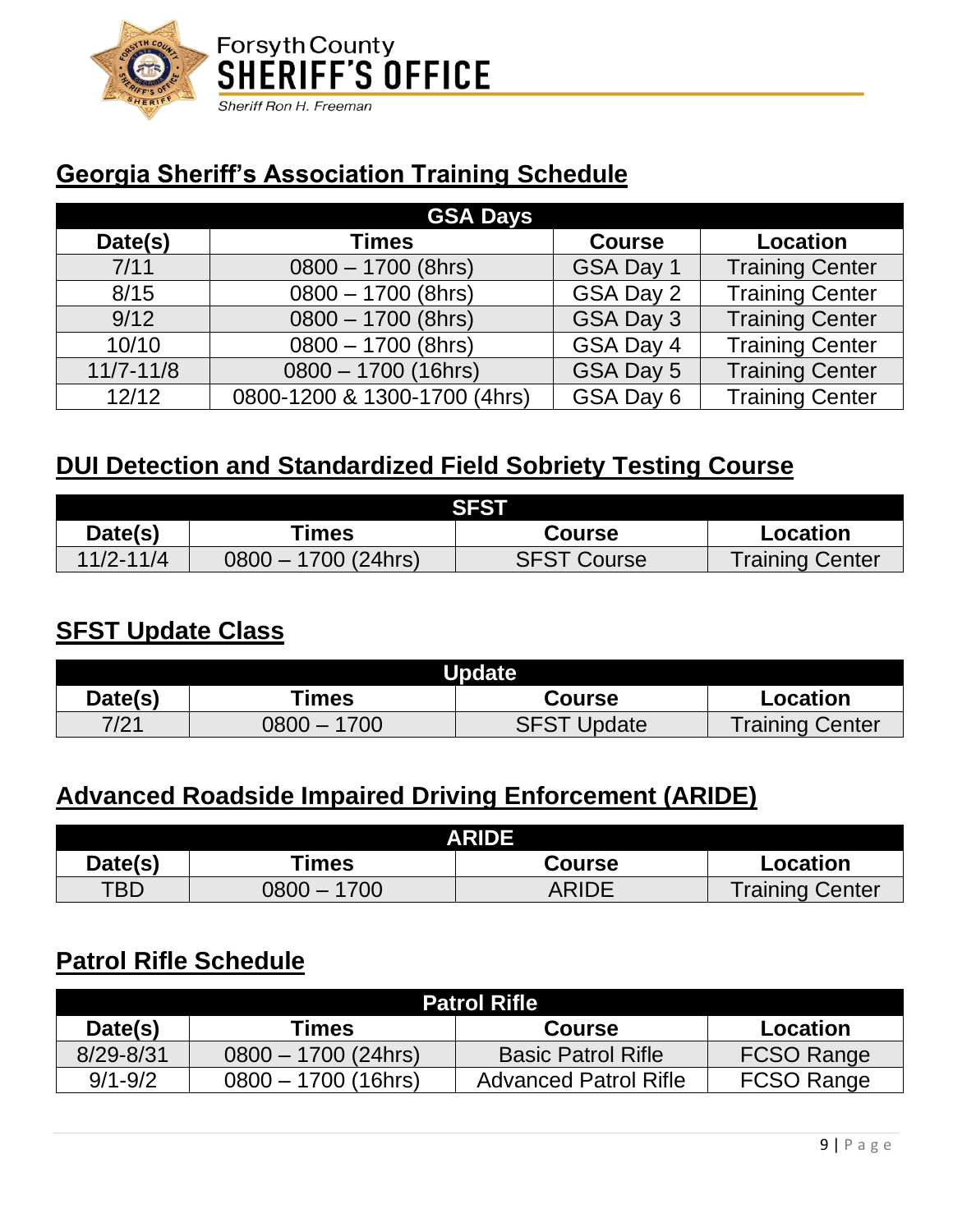Forsyth County
**SHERIFF'S OFFICE**
*Sheriff Ron H. Freeman*

## Georgia Sheriff's Association Training Schedule

| GSA Days | | | |
|---|---|---|---|
| **Date(s)** | **Times** | **Course** | **Location** |
| 7/11 | 0800 – 1700 (8hrs) | GSA Day 1 | Training Center |
| 8/15 | 0800 – 1700 (8hrs) | GSA Day 2 | Training Center |
| 9/12 | 0800 – 1700 (8hrs) | GSA Day 3 | Training Center |
| 10/10 | 0800 – 1700 (8hrs) | GSA Day 4 | Training Center |
| 11/7-11/8 | 0800 – 1700 (16hrs) | GSA Day 5 | Training Center |
| 12/12 | 0800-1200 & 1300-1700 (4hrs) | GSA Day 6 | Training Center |

## DUI Detection and Standardized Field Sobriety Testing Course

| SFST | | | |
|---|---|---|---|
| **Date(s)** | **Times** | **Course** | **Location** |
| 11/2-11/4 | 0800 – 1700 (24hrs) | SFST Course | Training Center |

## SFST Update Class

| Update | | | |
|---|---|---|---|
| **Date(s)** | **Times** | **Course** | **Location** |
| 7/21 | 0800 – 1700 | SFST Update | Training Center |

## Advanced Roadside Impaired Driving Enforcement (ARIDE)

| ARIDE | | | |
|---|---|---|---|
| **Date(s)** | **Times** | **Course** | **Location** |
| TBD | 0800 – 1700 | ARIDE | Training Center |

## Patrol Rifle Schedule

| Patrol Rifle | | | |
|---|---|---|---|
| **Date(s)** | **Times** | **Course** | **Location** |
| 8/29-8/31 | 0800 – 1700 (24hrs) | Basic Patrol Rifle | FCSO Range |
| 9/1-9/2 | 0800 – 1700 (16hrs) | Advanced Patrol Rifle | FCSO Range |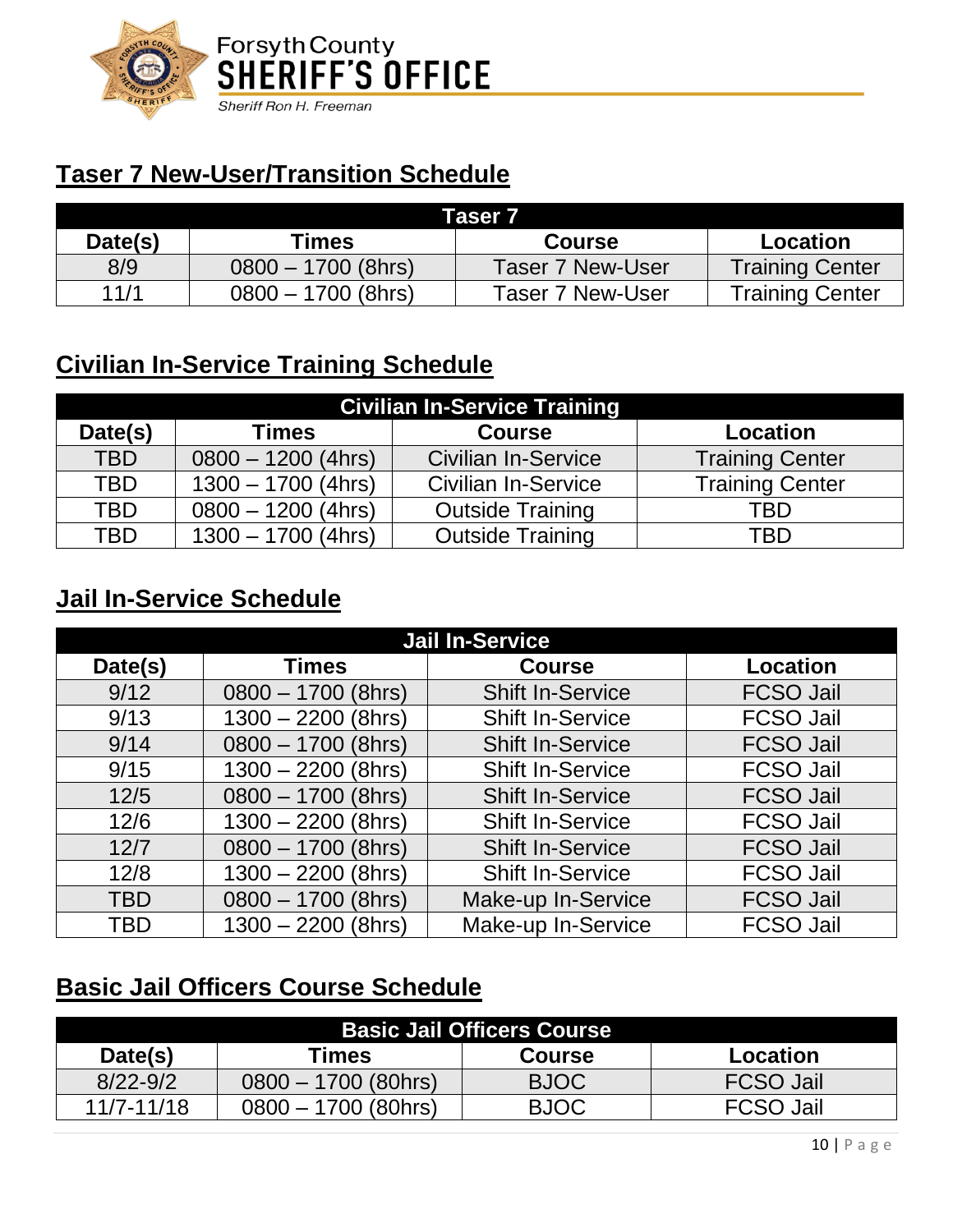## Taser 7 New-User/Transition Schedule

| Taser 7 | | | |
|---|---|---|---|
| **Date(s)** | **Times** | **Course** | **Location** |
| 8/9 | 0800 – 1700 (8hrs) | Taser 7 New-User | Training Center |
| 11/1 | 0800 – 1700 (8hrs) | Taser 7 New-User | Training Center |

## Civilian In-Service Training Schedule

| Civilian In-Service Training | | | |
|---|---|---|---|
| **Date(s)** | **Times** | **Course** | **Location** |
| TBD | 0800 – 1200 (4hrs) | Civilian In-Service | Training Center |
| TBD | 1300 – 1700 (4hrs) | Civilian In-Service | Training Center |
| TBD | 0800 – 1200 (4hrs) | Outside Training | TBD |
| TBD | 1300 – 1700 (4hrs) | Outside Training | TBD |

## Jail In-Service Schedule

| Jail In-Service | | | |
|---|---|---|---|
| **Date(s)** | **Times** | **Course** | **Location** |
| 9/12 | 0800 – 1700 (8hrs) | Shift In-Service | FCSO Jail |
| 9/13 | 1300 – 2200 (8hrs) | Shift In-Service | FCSO Jail |
| 9/14 | 0800 – 1700 (8hrs) | Shift In-Service | FCSO Jail |
| 9/15 | 1300 – 2200 (8hrs) | Shift In-Service | FCSO Jail |
| 12/5 | 0800 – 1700 (8hrs) | Shift In-Service | FCSO Jail |
| 12/6 | 1300 – 2200 (8hrs) | Shift In-Service | FCSO Jail |
| 12/7 | 0800 – 1700 (8hrs) | Shift In-Service | FCSO Jail |
| 12/8 | 1300 – 2200 (8hrs) | Shift In-Service | FCSO Jail |
| TBD | 0800 – 1700 (8hrs) | Make-up In-Service | FCSO Jail |
| TBD | 1300 – 2200 (8hrs) | Make-up In-Service | FCSO Jail |

## Basic Jail Officers Course Schedule

| Basic Jail Officers Course | | | |
|---|---|---|---|
| **Date(s)** | **Times** | **Course** | **Location** |
| 8/22-9/2 | 0800 – 1700 (80hrs) | BJOC | FCSO Jail |
| 11/7-11/18 | 0800 – 1700 (80hrs) | BJOC | FCSO Jail |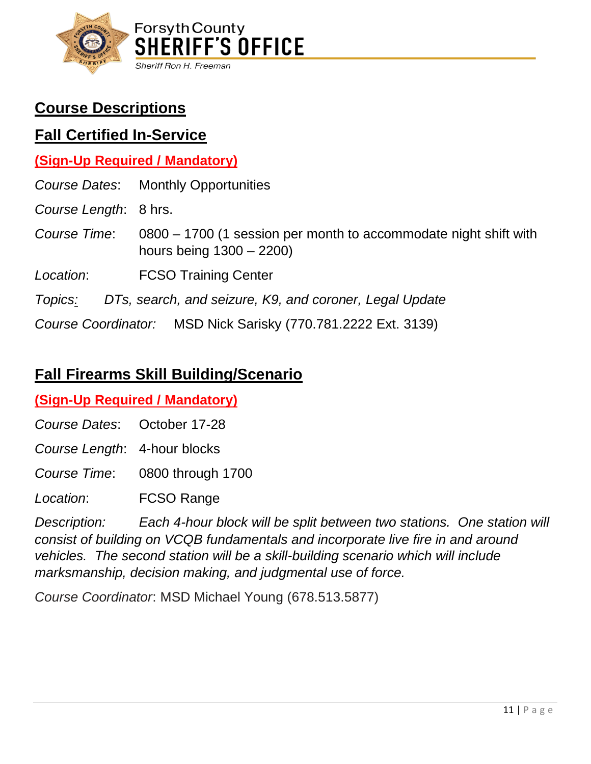# Course Descriptions

## Fall Certified In-Service

**(Sign-Up Required / Mandatory)**

*Course Dates*: Monthly Opportunities

*Course Length*: 8 hrs.

*Course Time*: 0800 – 1700 (1 session per month to accommodate night shift with hours being 1300 – 2200)

*Location*: FCSO Training Center

*Topics:* *DTs, search, and seizure, K9, and coroner, Legal Update*

*Course Coordinator:* MSD Nick Sarisky (770.781.2222 Ext. 3139)

## Fall Firearms Skill Building/Scenario

**(Sign-Up Required / Mandatory)**

*Course Dates*: October 17-28

*Course Length*: 4-hour blocks

*Course Time*: 0800 through 1700

*Location*: FCSO Range

*Description: Each 4-hour block will be split between two stations. One station will consist of building on VCQB fundamentals and incorporate live fire in and around vehicles. The second station will be a skill-building scenario which will include marksmanship, decision making, and judgmental use of force.*

*Course Coordinator*: MSD Michael Young (678.513.5877)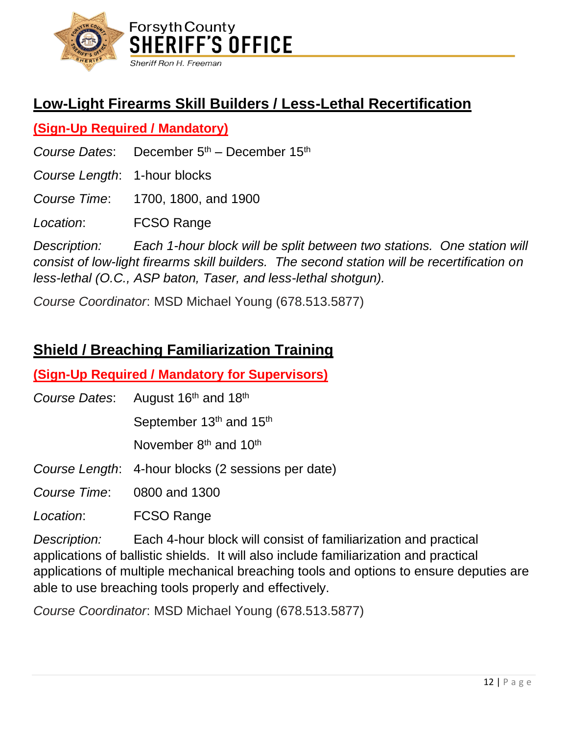## Low-Light Firearms Skill Builders / Less-Lethal Recertification

**(Sign-Up Required / Mandatory)**

*Course Dates*: December 5th – December 15th

*Course Length*: 1-hour blocks

*Course Time*: 1700, 1800, and 1900

*Location*: FCSO Range

*Description: Each 1-hour block will be split between two stations. One station will consist of low-light firearms skill builders. The second station will be recertification on less-lethal (O.C., ASP baton, Taser, and less-lethal shotgun).*

*Course Coordinator*: MSD Michael Young (678.513.5877)

## Shield / Breaching Familiarization Training

**(Sign-Up Required / Mandatory for Supervisors)**

*Course Dates*: August 16th and 18th

September 13th and 15th

November 8th and 10th

*Course Length*: 4-hour blocks (2 sessions per date)

*Course Time*: 0800 and 1300

*Location*: FCSO Range

*Description:* Each 4-hour block will consist of familiarization and practical applications of ballistic shields. It will also include familiarization and practical applications of multiple mechanical breaching tools and options to ensure deputies are able to use breaching tools properly and effectively.

*Course Coordinator*: MSD Michael Young (678.513.5877)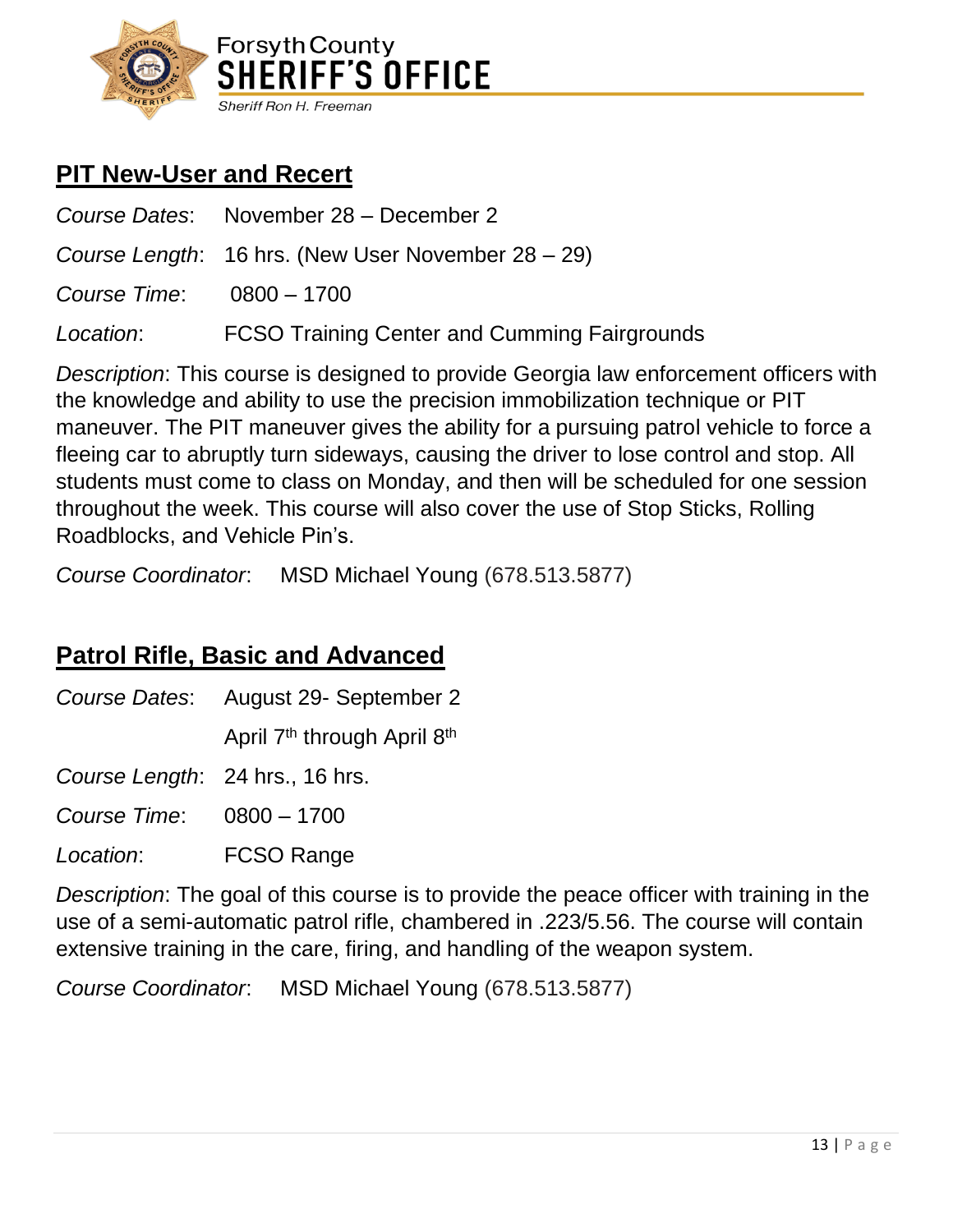## PIT New-User and Recert

*Course Dates*: November 28 – December 2

*Course Length*: 16 hrs. (New User November 28 – 29)

*Course Time*: 0800 – 1700

*Location*: FCSO Training Center and Cumming Fairgrounds

*Description*: This course is designed to provide Georgia law enforcement officers with the knowledge and ability to use the precision immobilization technique or PIT maneuver. The PIT maneuver gives the ability for a pursuing patrol vehicle to force a fleeing car to abruptly turn sideways, causing the driver to lose control and stop. All students must come to class on Monday, and then will be scheduled for one session throughout the week. This course will also cover the use of Stop Sticks, Rolling Roadblocks, and Vehicle Pin's.

*Course Coordinator*: MSD Michael Young (678.513.5877)

## Patrol Rifle, Basic and Advanced

*Course Dates*: August 29- September 2

April 7th through April 8th

*Course Length*: 24 hrs., 16 hrs.

*Course Time*: 0800 – 1700

*Location*: FCSO Range

*Description*: The goal of this course is to provide the peace officer with training in the use of a semi-automatic patrol rifle, chambered in .223/5.56. The course will contain extensive training in the care, firing, and handling of the weapon system.

*Course Coordinator*: MSD Michael Young (678.513.5877)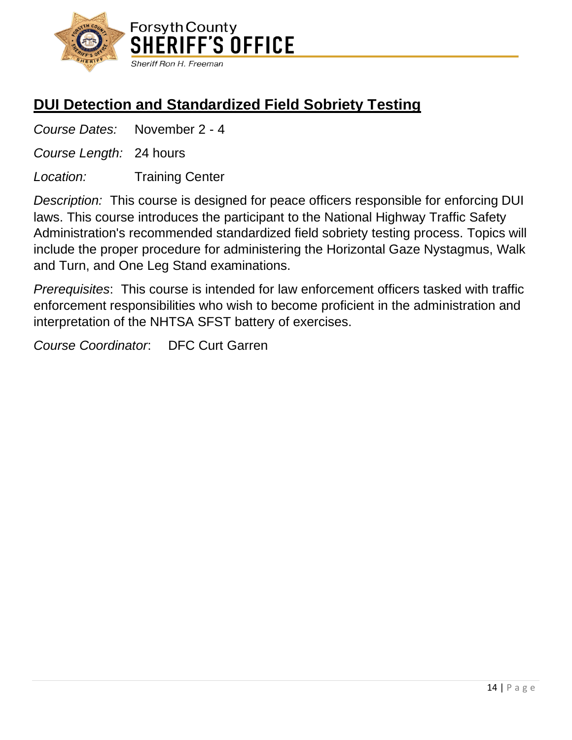## DUI Detection and Standardized Field Sobriety Testing

*Course Dates:* November 2 - 4

*Course Length:* 24 hours

*Location:* Training Center

*Description:* This course is designed for peace officers responsible for enforcing DUI laws. This course introduces the participant to the National Highway Traffic Safety Administration's recommended standardized field sobriety testing process. Topics will include the proper procedure for administering the Horizontal Gaze Nystagmus, Walk and Turn, and One Leg Stand examinations.

*Prerequisites*: This course is intended for law enforcement officers tasked with traffic enforcement responsibilities who wish to become proficient in the administration and interpretation of the NHTSA SFST battery of exercises.

*Course Coordinator*: DFC Curt Garren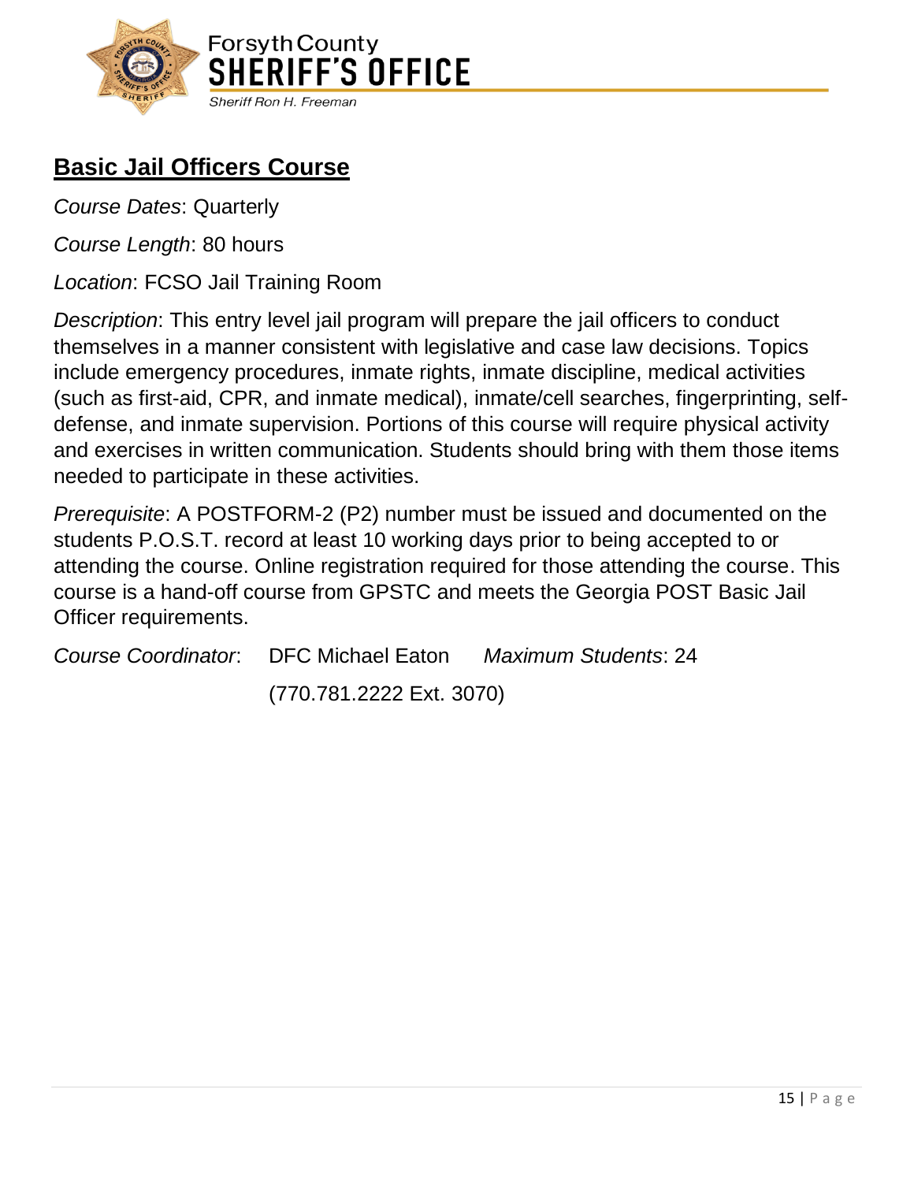## Basic Jail Officers Course

*Course Dates*: Quarterly

*Course Length*: 80 hours

*Location*: FCSO Jail Training Room

*Description*: This entry level jail program will prepare the jail officers to conduct themselves in a manner consistent with legislative and case law decisions. Topics include emergency procedures, inmate rights, inmate discipline, medical activities (such as first-aid, CPR, and inmate medical), inmate/cell searches, fingerprinting, self-defense, and inmate supervision. Portions of this course will require physical activity and exercises in written communication. Students should bring with them those items needed to participate in these activities.

*Prerequisite*: A POSTFORM-2 (P2) number must be issued and documented on the students P.O.S.T. record at least 10 working days prior to being accepted to or attending the course. Online registration required for those attending the course. This course is a hand-off course from GPSTC and meets the Georgia POST Basic Jail Officer requirements.

*Course Coordinator*: DFC Michael Eaton (770.781.2222 Ext. 3070)

*Maximum Students*: 24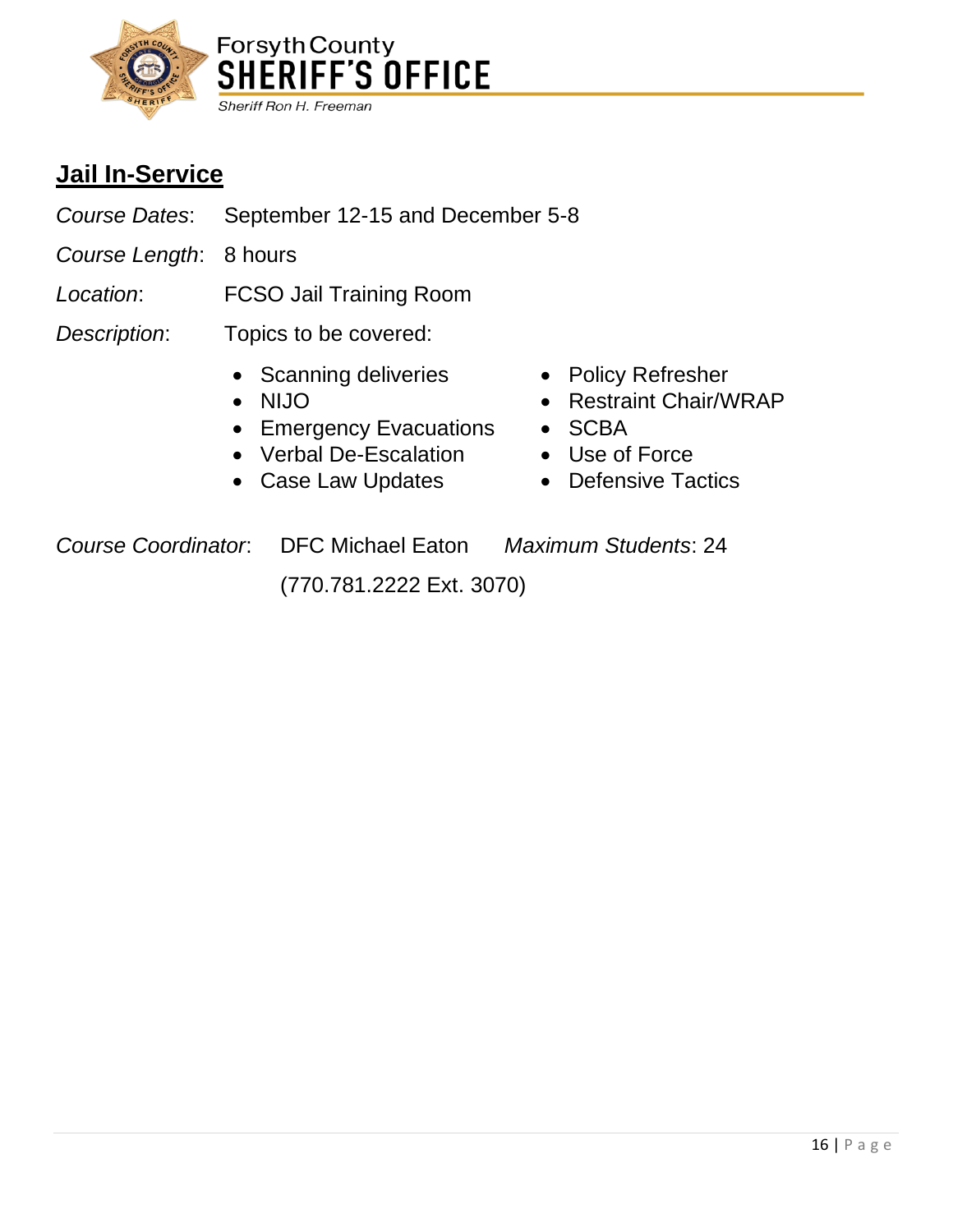## Jail In-Service

*Course Dates*: September 12-15 and December 5-8

*Course Length*: 8 hours

*Location*: FCSO Jail Training Room

*Description*: Topics to be covered:

- Scanning deliveries
- NIJO
- Emergency Evacuations
- Verbal De-Escalation
- Case Law Updates
- Policy Refresher
- Restraint Chair/WRAP
- SCBA
- Use of Force
- Defensive Tactics

*Course Coordinator*: DFC Michael Eaton (770.781.2222 Ext. 3070)

*Maximum Students*: 24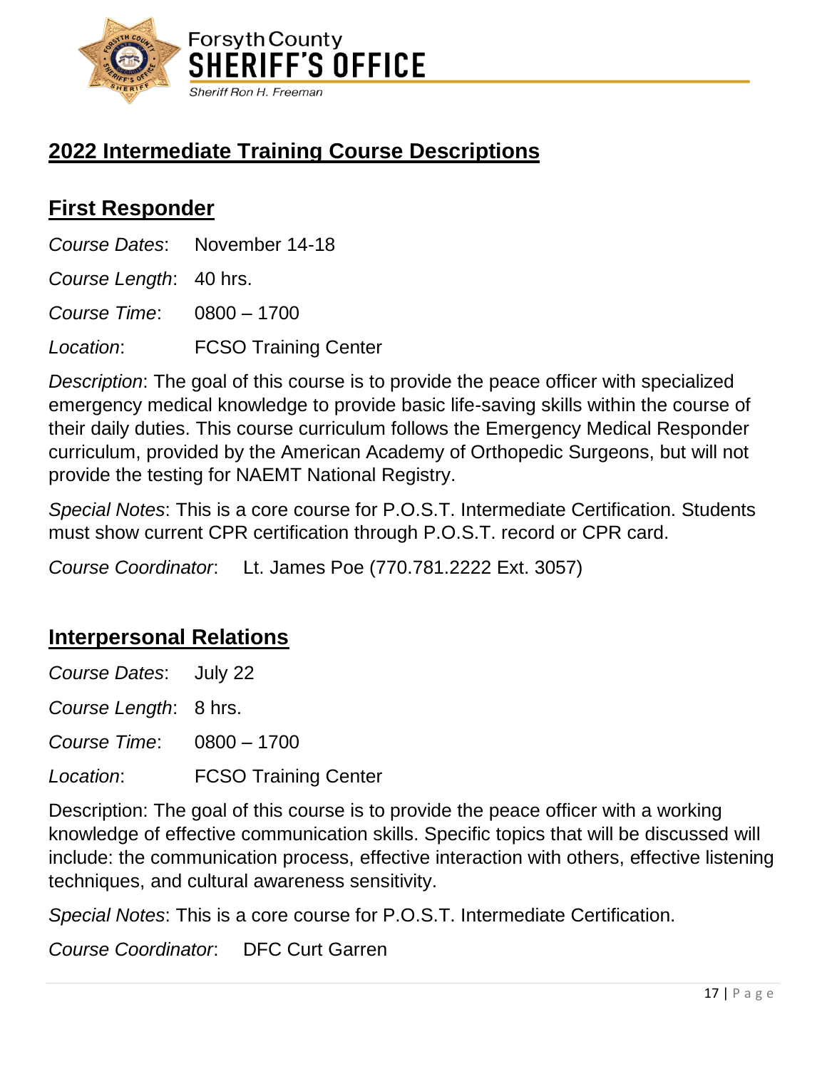## 2022 Intermediate Training Course Descriptions

### First Responder

*Course Dates*: November 14-18

*Course Length*: 40 hrs.

*Course Time*: 0800 – 1700

*Location*: FCSO Training Center

*Description*: The goal of this course is to provide the peace officer with specialized emergency medical knowledge to provide basic life-saving skills within the course of their daily duties. This course curriculum follows the Emergency Medical Responder curriculum, provided by the American Academy of Orthopedic Surgeons, but will not provide the testing for NAEMT National Registry.

*Special Notes*: This is a core course for P.O.S.T. Intermediate Certification. Students must show current CPR certification through P.O.S.T. record or CPR card.

*Course Coordinator*: Lt. James Poe (770.781.2222 Ext. 3057)

### Interpersonal Relations

*Course Dates*: July 22

*Course Length*: 8 hrs.

*Course Time*: 0800 – 1700

*Location*: FCSO Training Center

Description: The goal of this course is to provide the peace officer with a working knowledge of effective communication skills. Specific topics that will be discussed will include: the communication process, effective interaction with others, effective listening techniques, and cultural awareness sensitivity.

*Special Notes*: This is a core course for P.O.S.T. Intermediate Certification.

*Course Coordinator*: DFC Curt Garren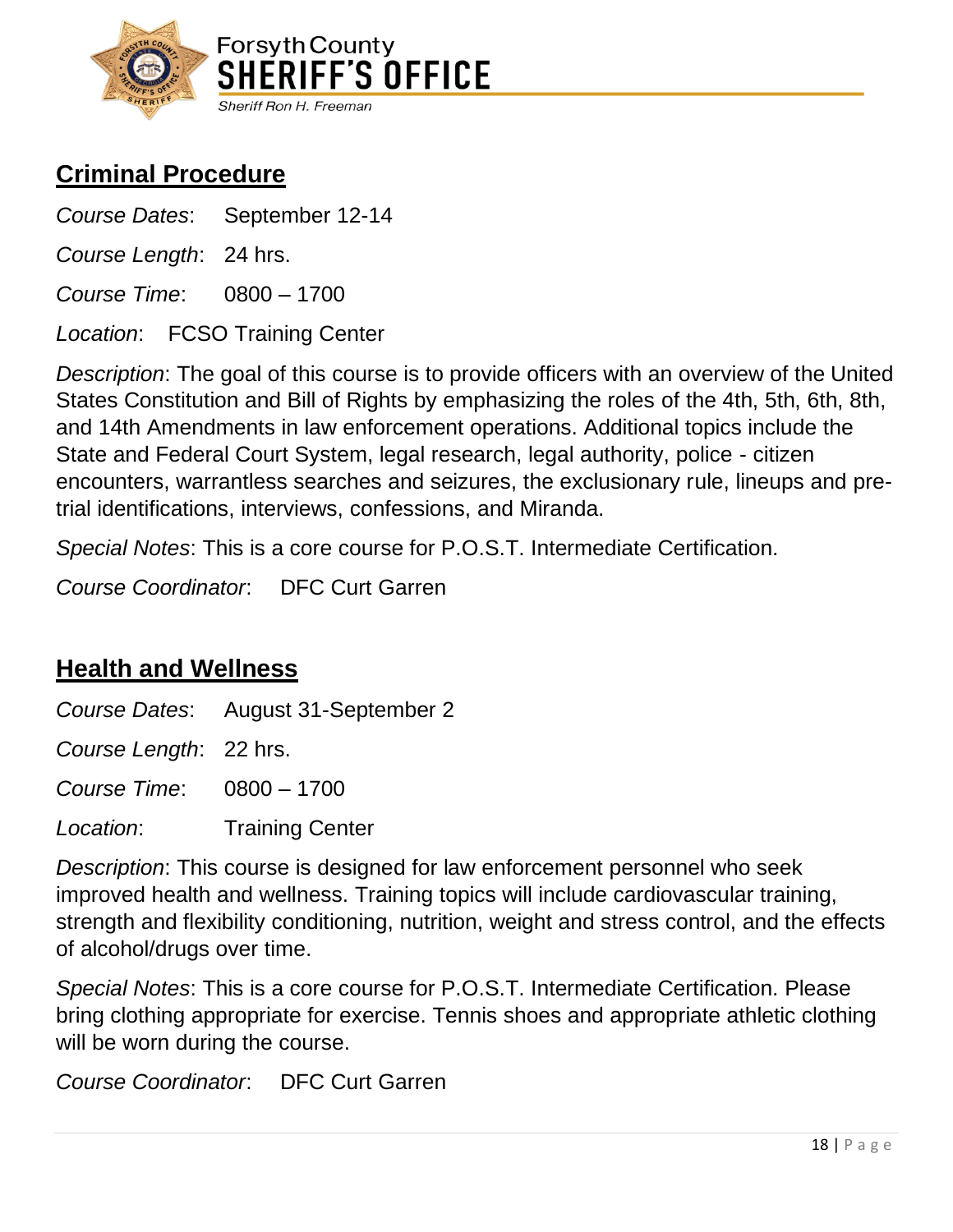## Criminal Procedure

*Course Dates*: September 12-14

*Course Length*: 24 hrs.

*Course Time*: 0800 – 1700

*Location*: FCSO Training Center

*Description*: The goal of this course is to provide officers with an overview of the United States Constitution and Bill of Rights by emphasizing the roles of the 4th, 5th, 6th, 8th, and 14th Amendments in law enforcement operations. Additional topics include the State and Federal Court System, legal research, legal authority, police - citizen encounters, warrantless searches and seizures, the exclusionary rule, lineups and pre-trial identifications, interviews, confessions, and Miranda.

*Special Notes*: This is a core course for P.O.S.T. Intermediate Certification.

*Course Coordinator*: DFC Curt Garren

## Health and Wellness

*Course Dates*: August 31-September 2

*Course Length*: 22 hrs.

*Course Time*: 0800 – 1700

*Location*: Training Center

*Description*: This course is designed for law enforcement personnel who seek improved health and wellness. Training topics will include cardiovascular training, strength and flexibility conditioning, nutrition, weight and stress control, and the effects of alcohol/drugs over time.

*Special Notes*: This is a core course for P.O.S.T. Intermediate Certification. Please bring clothing appropriate for exercise. Tennis shoes and appropriate athletic clothing will be worn during the course.

*Course Coordinator*: DFC Curt Garren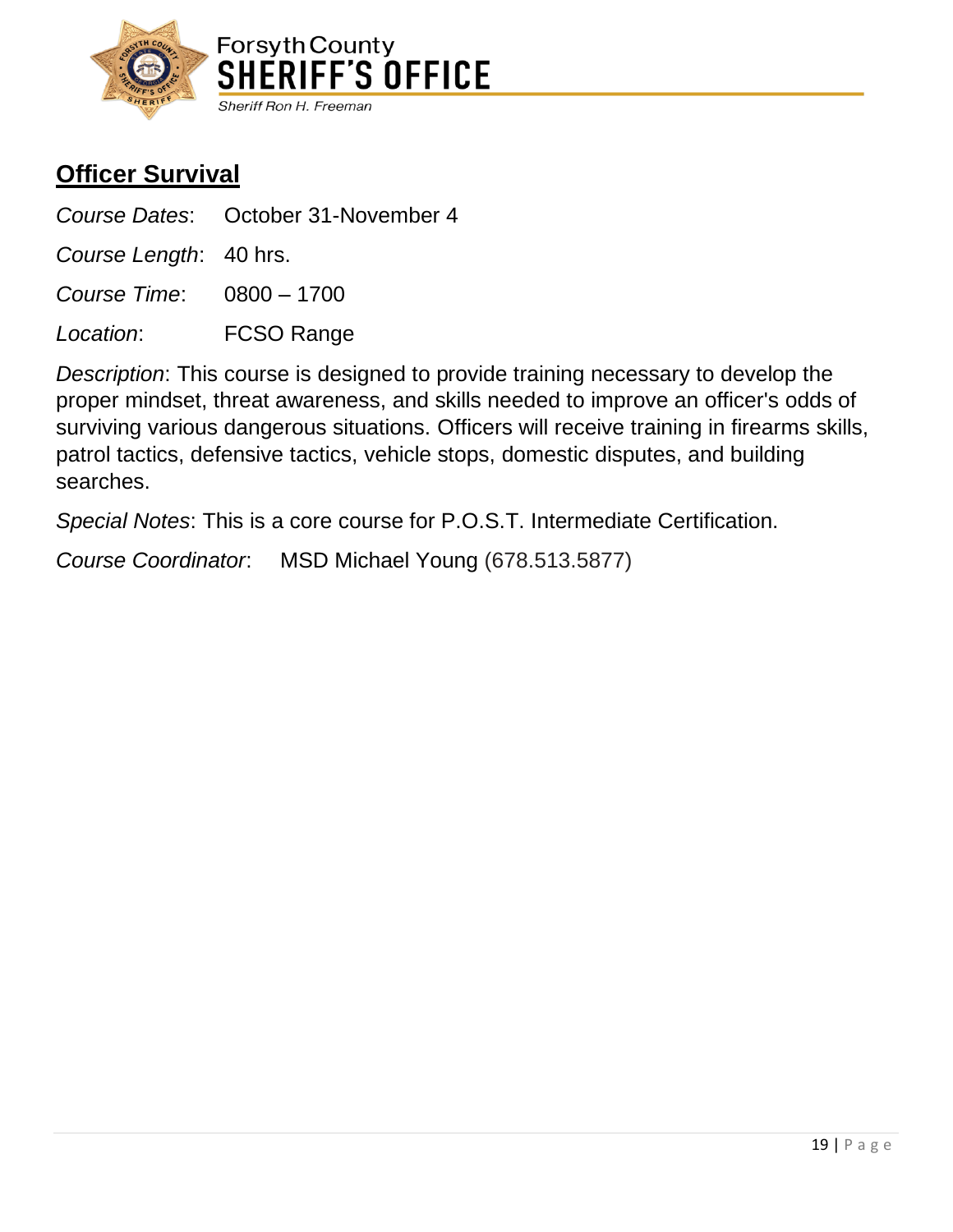## Officer Survival

*Course Dates*: October 31-November 4

*Course Length*: 40 hrs.

*Course Time*: 0800 – 1700

*Location*: FCSO Range

*Description*: This course is designed to provide training necessary to develop the proper mindset, threat awareness, and skills needed to improve an officer's odds of surviving various dangerous situations. Officers will receive training in firearms skills, patrol tactics, defensive tactics, vehicle stops, domestic disputes, and building searches.

*Special Notes*: This is a core course for P.O.S.T. Intermediate Certification.

*Course Coordinator*: MSD Michael Young (678.513.5877)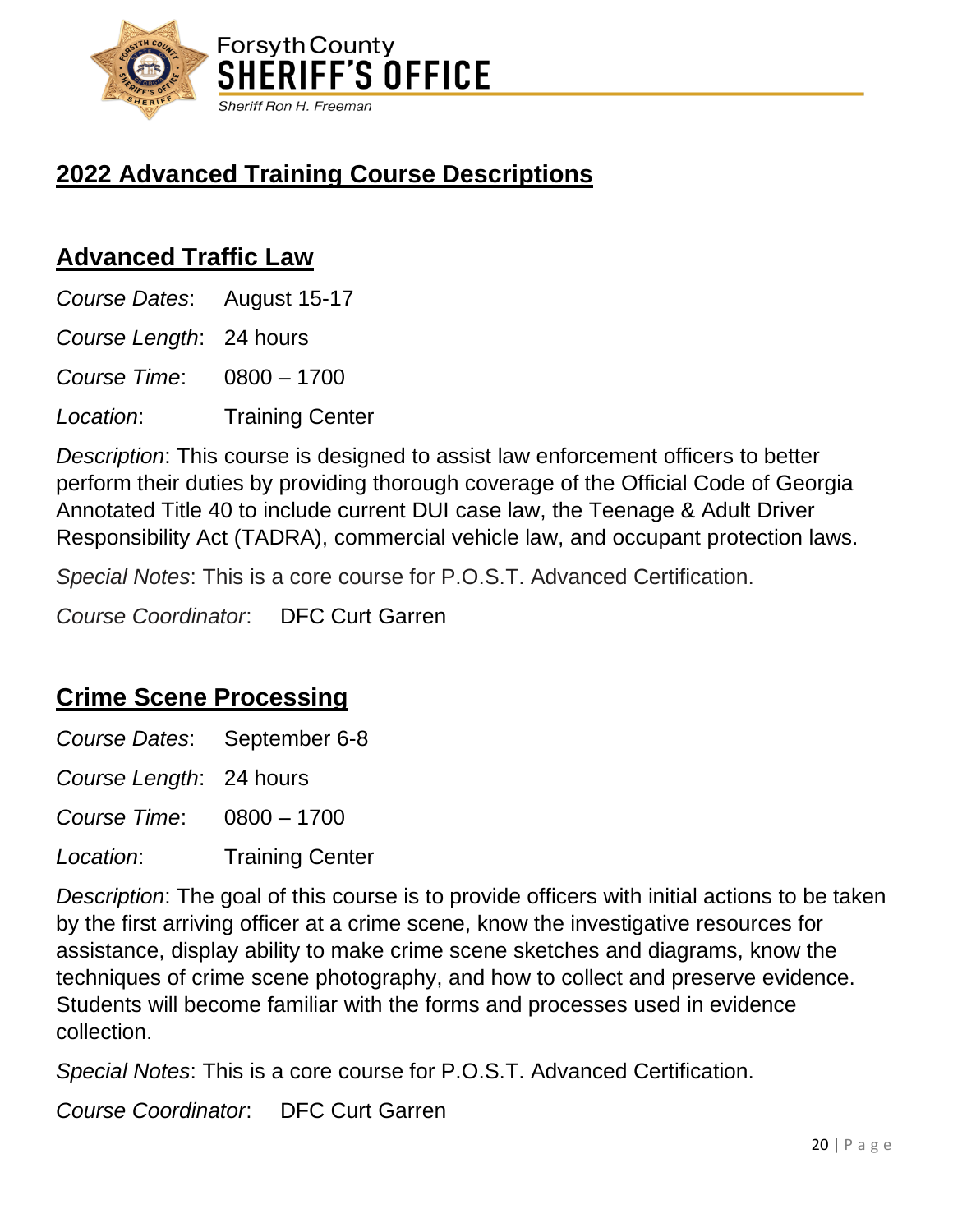## 2022 Advanced Training Course Descriptions

### Advanced Traffic Law

*Course Dates*: August 15-17

*Course Length*: 24 hours

*Course Time*: 0800 – 1700

*Location*: Training Center

*Description*: This course is designed to assist law enforcement officers to better perform their duties by providing thorough coverage of the Official Code of Georgia Annotated Title 40 to include current DUI case law, the Teenage & Adult Driver Responsibility Act (TADRA), commercial vehicle law, and occupant protection laws.

*Special Notes*: This is a core course for P.O.S.T. Advanced Certification.

*Course Coordinator*: DFC Curt Garren

### Crime Scene Processing

*Course Dates*: September 6-8

*Course Length*: 24 hours

*Course Time*: 0800 – 1700

*Location*: Training Center

*Description*: The goal of this course is to provide officers with initial actions to be taken by the first arriving officer at a crime scene, know the investigative resources for assistance, display ability to make crime scene sketches and diagrams, know the techniques of crime scene photography, and how to collect and preserve evidence. Students will become familiar with the forms and processes used in evidence collection.

*Special Notes*: This is a core course for P.O.S.T. Advanced Certification.

*Course Coordinator*: DFC Curt Garren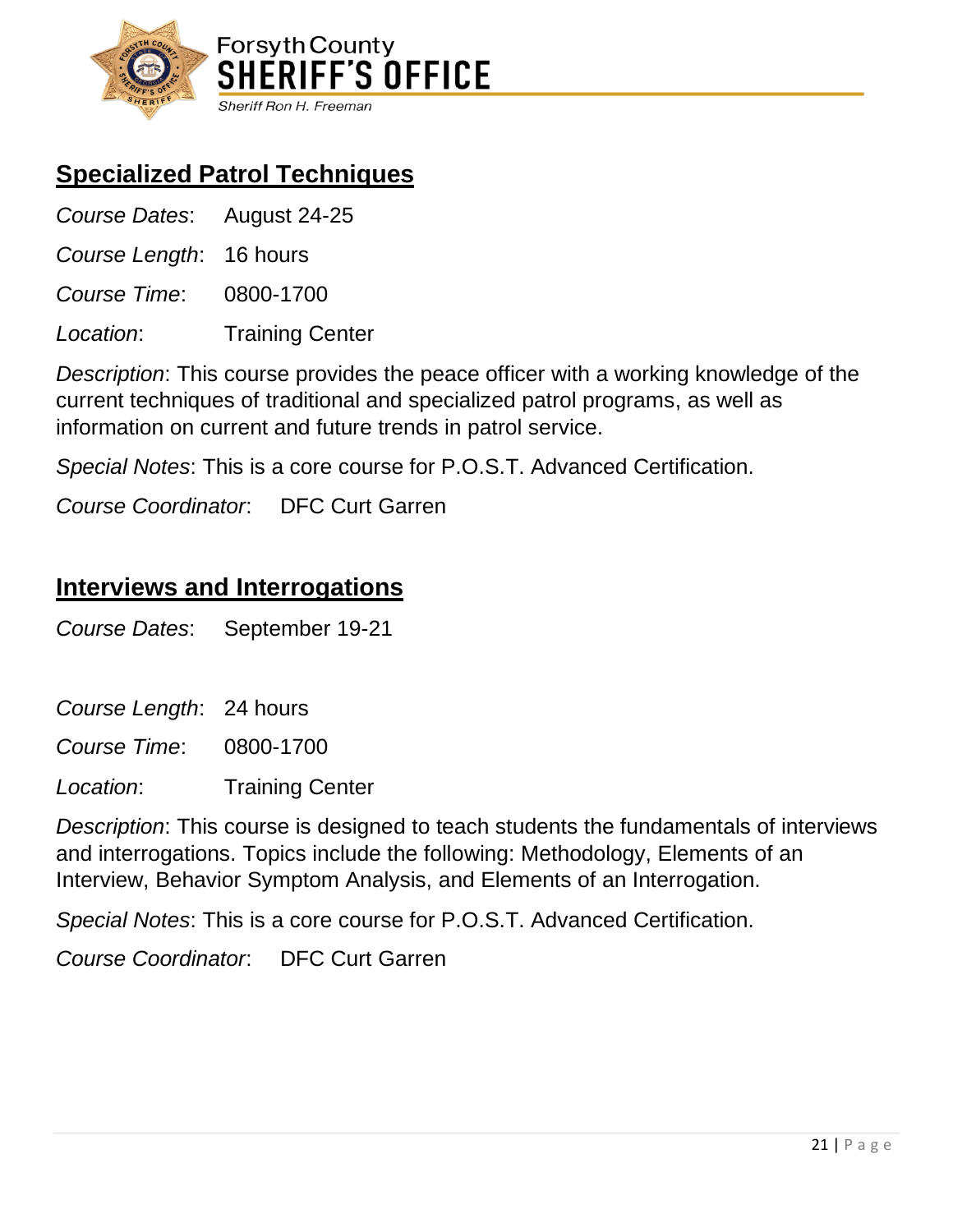## Specialized Patrol Techniques

*Course Dates*: August 24-25

*Course Length*: 16 hours

*Course Time*: 0800-1700

*Location*: Training Center

*Description*: This course provides the peace officer with a working knowledge of the current techniques of traditional and specialized patrol programs, as well as information on current and future trends in patrol service.

*Special Notes*: This is a core course for P.O.S.T. Advanced Certification.

*Course Coordinator*: DFC Curt Garren

## Interviews and Interrogations

*Course Dates*: September 19-21

*Course Length*: 24 hours

*Course Time*: 0800-1700

*Location*: Training Center

*Description*: This course is designed to teach students the fundamentals of interviews and interrogations. Topics include the following: Methodology, Elements of an Interview, Behavior Symptom Analysis, and Elements of an Interrogation.

*Special Notes*: This is a core course for P.O.S.T. Advanced Certification.

*Course Coordinator*: DFC Curt Garren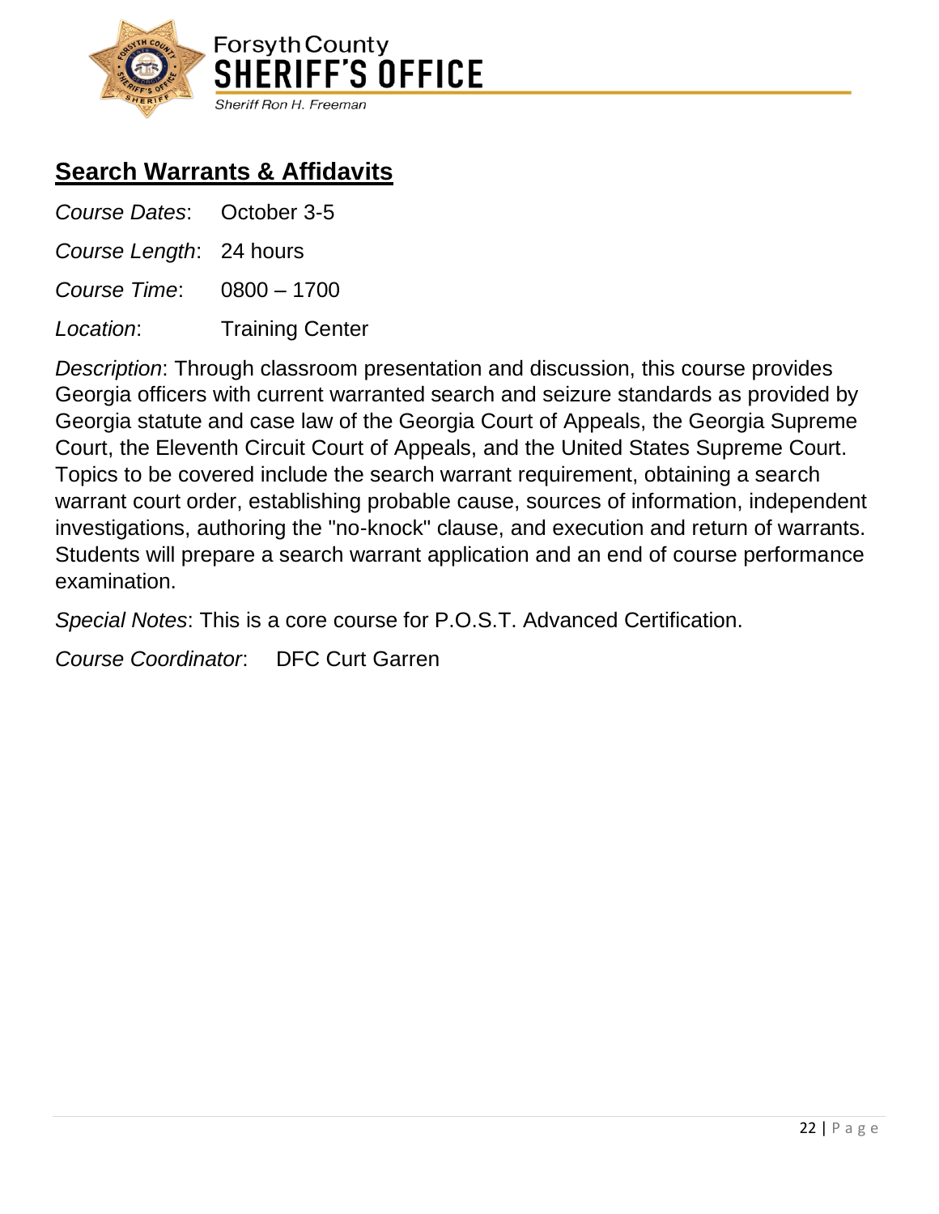## Search Warrants & Affidavits

*Course Dates*: October 3-5

*Course Length*: 24 hours

*Course Time*: 0800 – 1700

*Location*: Training Center

*Description*: Through classroom presentation and discussion, this course provides Georgia officers with current warranted search and seizure standards as provided by Georgia statute and case law of the Georgia Court of Appeals, the Georgia Supreme Court, the Eleventh Circuit Court of Appeals, and the United States Supreme Court. Topics to be covered include the search warrant requirement, obtaining a search warrant court order, establishing probable cause, sources of information, independent investigations, authoring the "no-knock" clause, and execution and return of warrants. Students will prepare a search warrant application and an end of course performance examination.

*Special Notes*: This is a core course for P.O.S.T. Advanced Certification.

*Course Coordinator*: DFC Curt Garren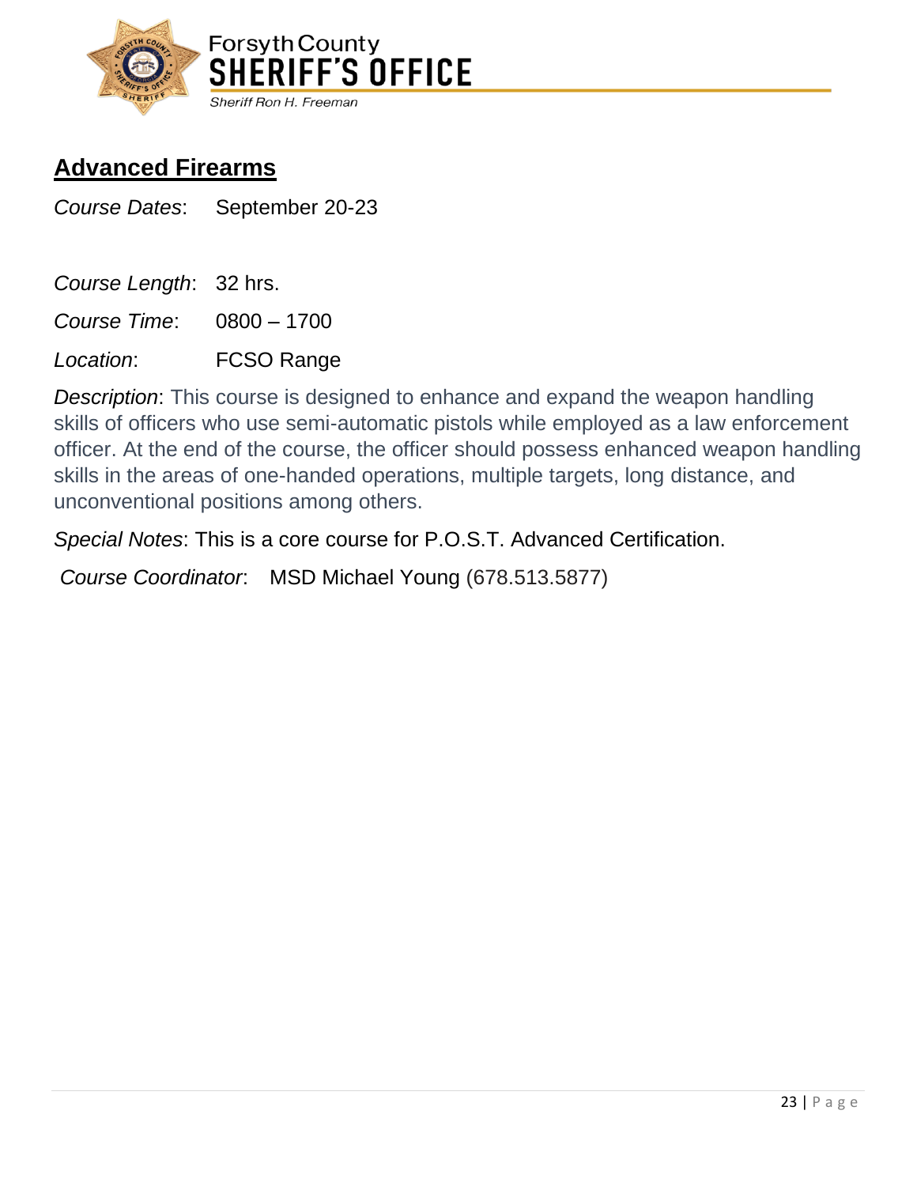## Advanced Firearms

*Course Dates*: September 20-23

*Course Length*: 32 hrs.

*Course Time*: 0800 – 1700

*Location*: FCSO Range

*Description*: This course is designed to enhance and expand the weapon handling skills of officers who use semi-automatic pistols while employed as a law enforcement officer. At the end of the course, the officer should possess enhanced weapon handling skills in the areas of one-handed operations, multiple targets, long distance, and unconventional positions among others.

*Special Notes*: This is a core course for P.O.S.T. Advanced Certification.

*Course Coordinator*: MSD Michael Young (678.513.5877)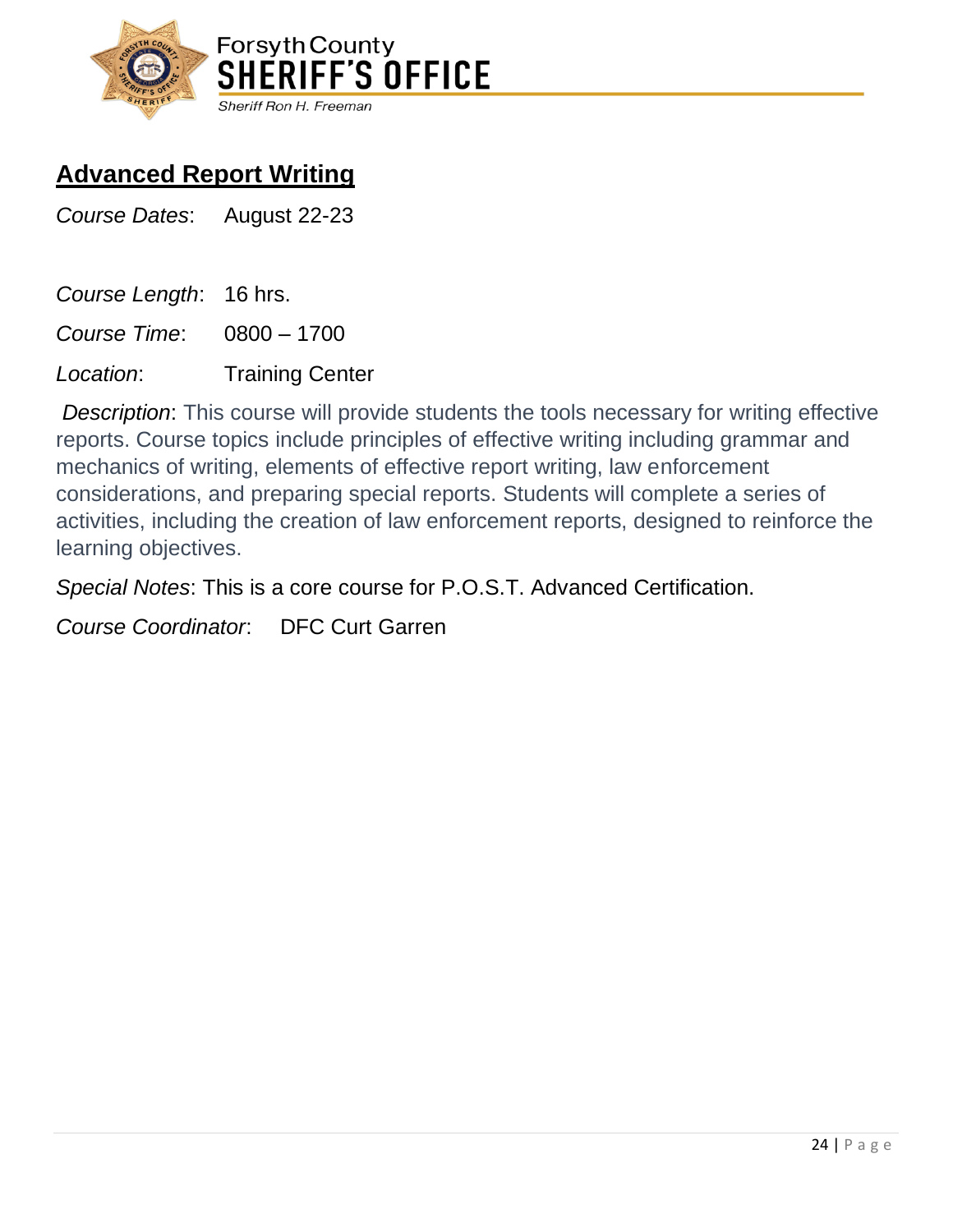## Advanced Report Writing

*Course Dates*: August 22-23

*Course Length*: 16 hrs.

*Course Time*: 0800 – 1700

*Location*: Training Center

*Description*: This course will provide students the tools necessary for writing effective reports. Course topics include principles of effective writing including grammar and mechanics of writing, elements of effective report writing, law enforcement considerations, and preparing special reports. Students will complete a series of activities, including the creation of law enforcement reports, designed to reinforce the learning objectives.

*Special Notes*: This is a core course for P.O.S.T. Advanced Certification.

*Course Coordinator*: DFC Curt Garren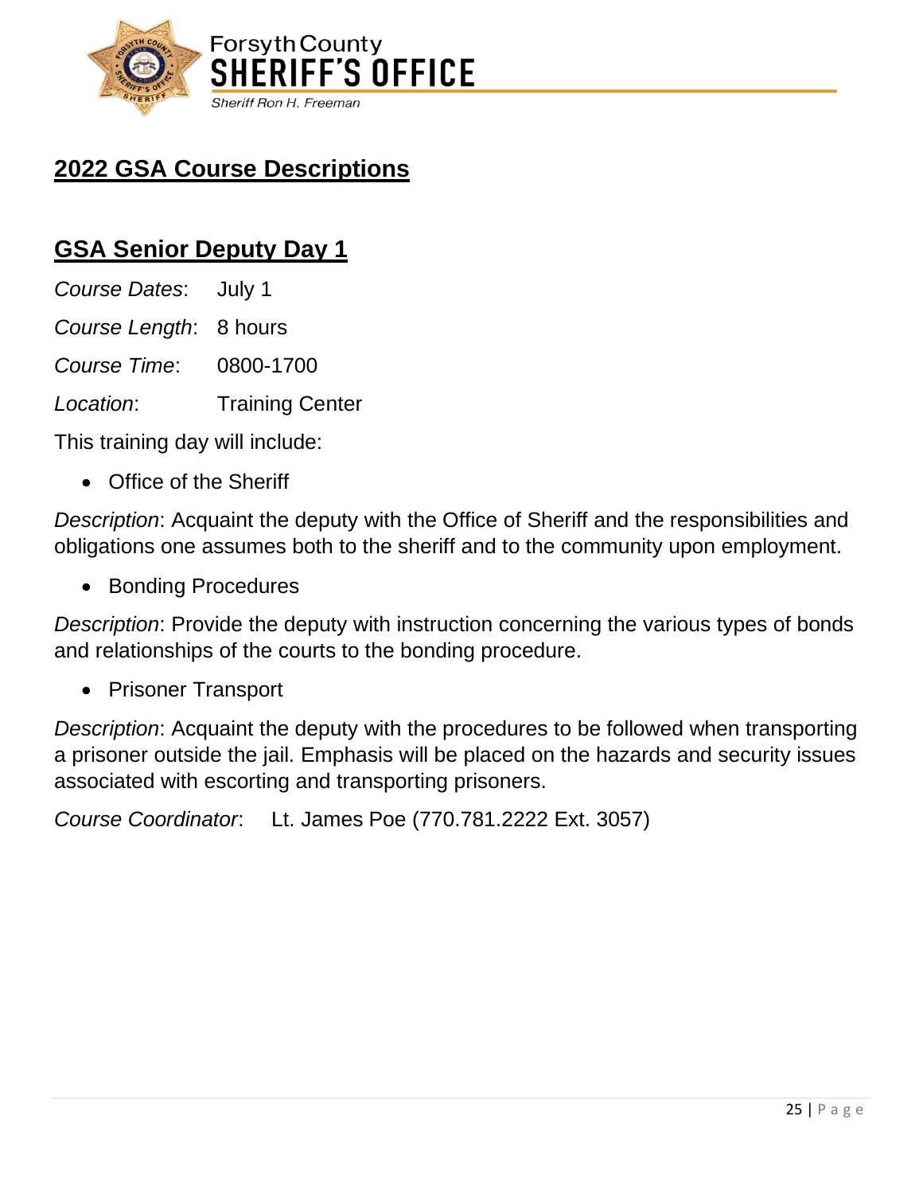## 2022 GSA Course Descriptions

### GSA Senior Deputy Day 1

*Course Dates*: July 1

*Course Length*: 8 hours

*Course Time*: 0800-1700

*Location*: Training Center

This training day will include:

- Office of the Sheriff

*Description*: Acquaint the deputy with the Office of Sheriff and the responsibilities and obligations one assumes both to the sheriff and to the community upon employment.

- Bonding Procedures

*Description*: Provide the deputy with instruction concerning the various types of bonds and relationships of the courts to the bonding procedure.

- Prisoner Transport

*Description*: Acquaint the deputy with the procedures to be followed when transporting a prisoner outside the jail. Emphasis will be placed on the hazards and security issues associated with escorting and transporting prisoners.

*Course Coordinator*: Lt. James Poe (770.781.2222 Ext. 3057)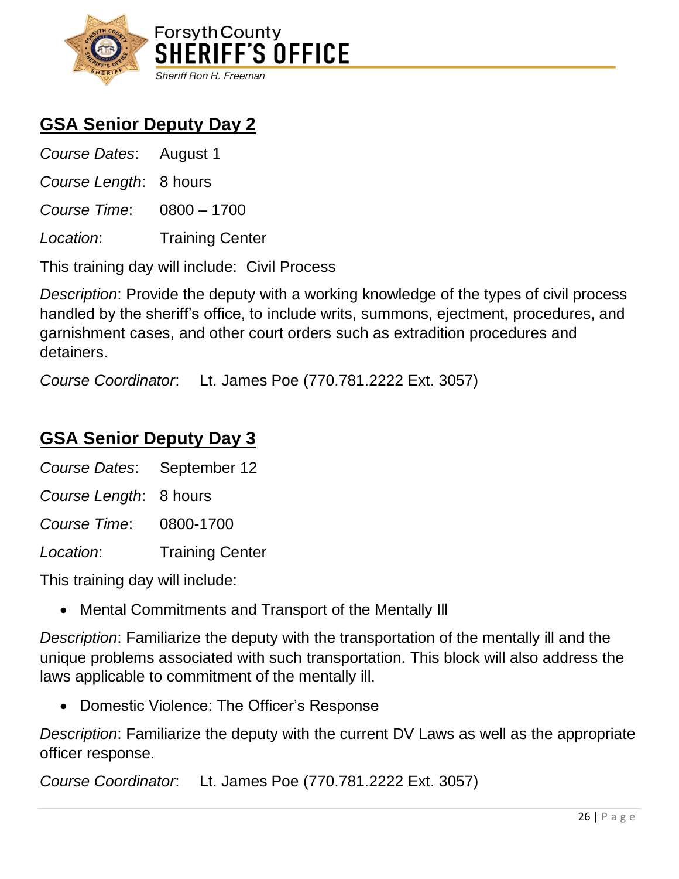## GSA Senior Deputy Day 2

*Course Dates*: August 1

*Course Length*: 8 hours

*Course Time*: 0800 – 1700

*Location*: Training Center

This training day will include: Civil Process

*Description*: Provide the deputy with a working knowledge of the types of civil process handled by the sheriff's office, to include writs, summons, ejectment, procedures, and garnishment cases, and other court orders such as extradition procedures and detainers.

*Course Coordinator*: Lt. James Poe (770.781.2222 Ext. 3057)

## GSA Senior Deputy Day 3

*Course Dates*: September 12

*Course Length*: 8 hours

*Course Time*: 0800-1700

*Location*: Training Center

This training day will include:

- Mental Commitments and Transport of the Mentally Ill

*Description*: Familiarize the deputy with the transportation of the mentally ill and the unique problems associated with such transportation. This block will also address the laws applicable to commitment of the mentally ill.

- Domestic Violence: The Officer's Response

*Description*: Familiarize the deputy with the current DV Laws as well as the appropriate officer response.

*Course Coordinator*: Lt. James Poe (770.781.2222 Ext. 3057)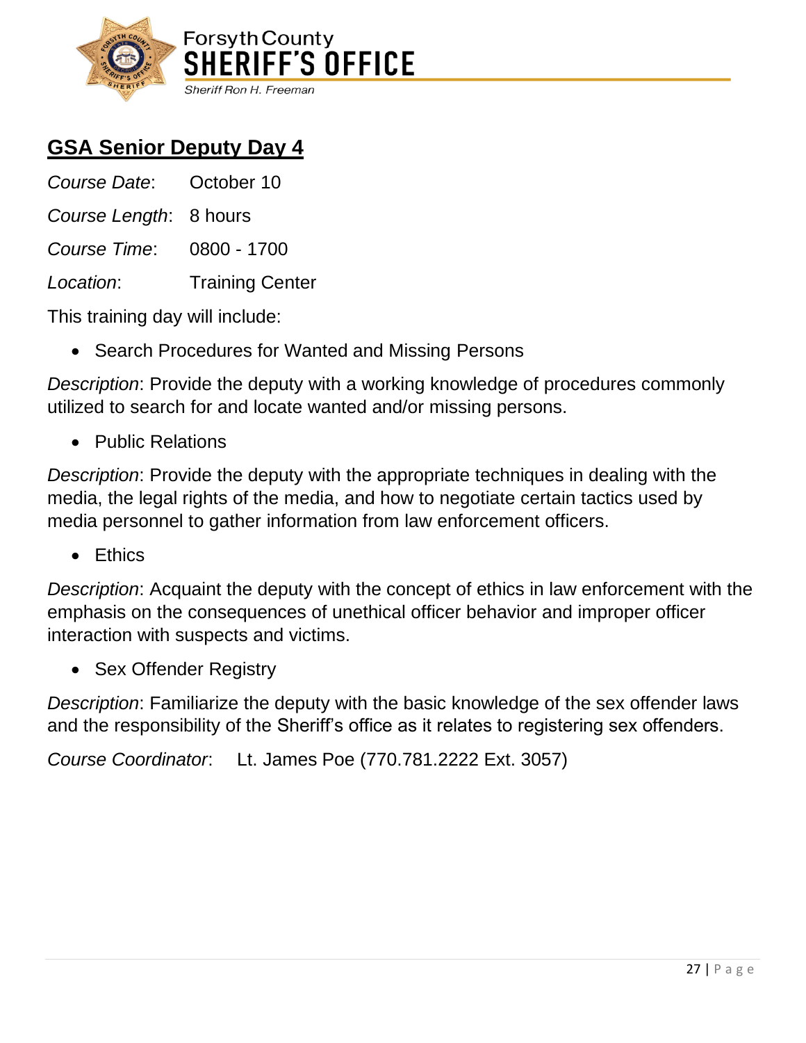## GSA Senior Deputy Day 4

*Course Date*: October 10

*Course Length*: 8 hours

*Course Time*: 0800 - 1700

*Location*: Training Center

This training day will include:

- Search Procedures for Wanted and Missing Persons

*Description*: Provide the deputy with a working knowledge of procedures commonly utilized to search for and locate wanted and/or missing persons.

- Public Relations

*Description*: Provide the deputy with the appropriate techniques in dealing with the media, the legal rights of the media, and how to negotiate certain tactics used by media personnel to gather information from law enforcement officers.

- Ethics

*Description*: Acquaint the deputy with the concept of ethics in law enforcement with the emphasis on the consequences of unethical officer behavior and improper officer interaction with suspects and victims.

- Sex Offender Registry

*Description*: Familiarize the deputy with the basic knowledge of the sex offender laws and the responsibility of the Sheriff's office as it relates to registering sex offenders.

*Course Coordinator*: Lt. James Poe (770.781.2222 Ext. 3057)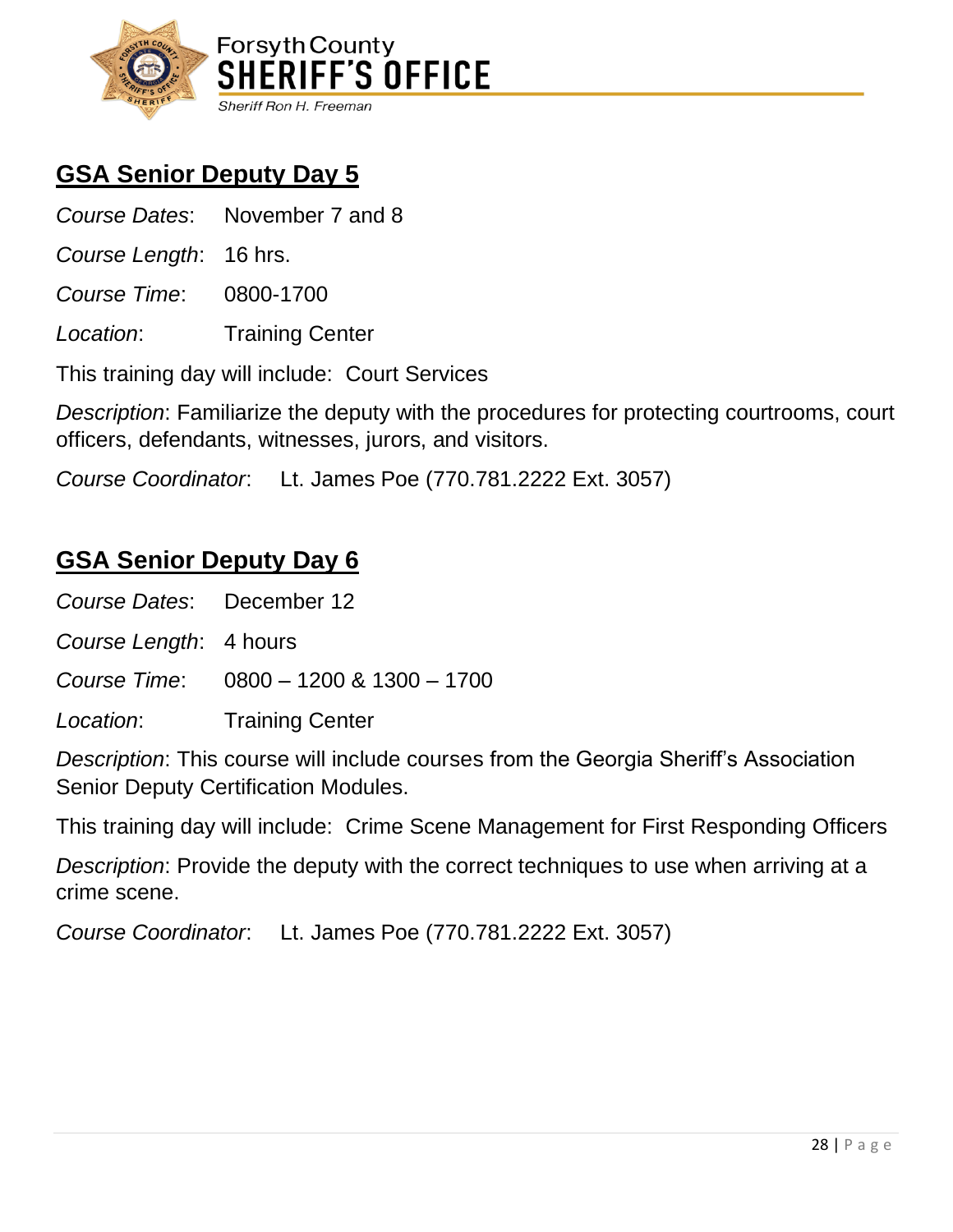## GSA Senior Deputy Day 5

*Course Dates*: November 7 and 8

*Course Length*: 16 hrs.

*Course Time*: 0800-1700

*Location*: Training Center

This training day will include: Court Services

*Description*: Familiarize the deputy with the procedures for protecting courtrooms, court officers, defendants, witnesses, jurors, and visitors.

*Course Coordinator*: Lt. James Poe (770.781.2222 Ext. 3057)

## GSA Senior Deputy Day 6

*Course Dates*: December 12

*Course Length*: 4 hours

*Course Time*: 0800 – 1200 & 1300 – 1700

*Location*: Training Center

*Description*: This course will include courses from the Georgia Sheriff's Association Senior Deputy Certification Modules.

This training day will include: Crime Scene Management for First Responding Officers

*Description*: Provide the deputy with the correct techniques to use when arriving at a crime scene.

*Course Coordinator*: Lt. James Poe (770.781.2222 Ext. 3057)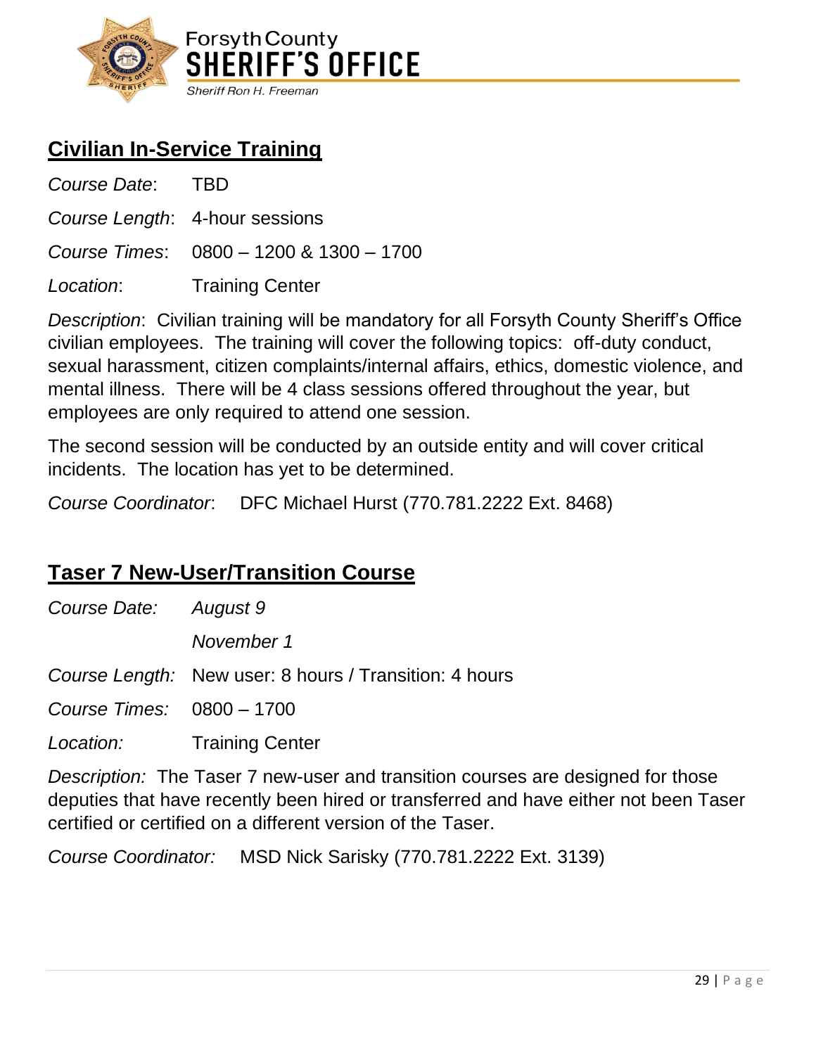## Civilian In-Service Training

*Course Date*: TBD

*Course Length*: 4-hour sessions

*Course Times*: 0800 – 1200 & 1300 – 1700

*Location*: Training Center

*Description*: Civilian training will be mandatory for all Forsyth County Sheriff's Office civilian employees. The training will cover the following topics: off-duty conduct, sexual harassment, citizen complaints/internal affairs, ethics, domestic violence, and mental illness. There will be 4 class sessions offered throughout the year, but employees are only required to attend one session.

The second session will be conducted by an outside entity and will cover critical incidents. The location has yet to be determined.

*Course Coordinator*: DFC Michael Hurst (770.781.2222 Ext. 8468)

## Taser 7 New-User/Transition Course

*Course Date:* *August 9*

*November 1*

*Course Length:* New user: 8 hours / Transition: 4 hours

*Course Times:* 0800 – 1700

*Location:* Training Center

*Description:* The Taser 7 new-user and transition courses are designed for those deputies that have recently been hired or transferred and have either not been Taser certified or certified on a different version of the Taser.

*Course Coordinator:* MSD Nick Sarisky (770.781.2222 Ext. 3139)